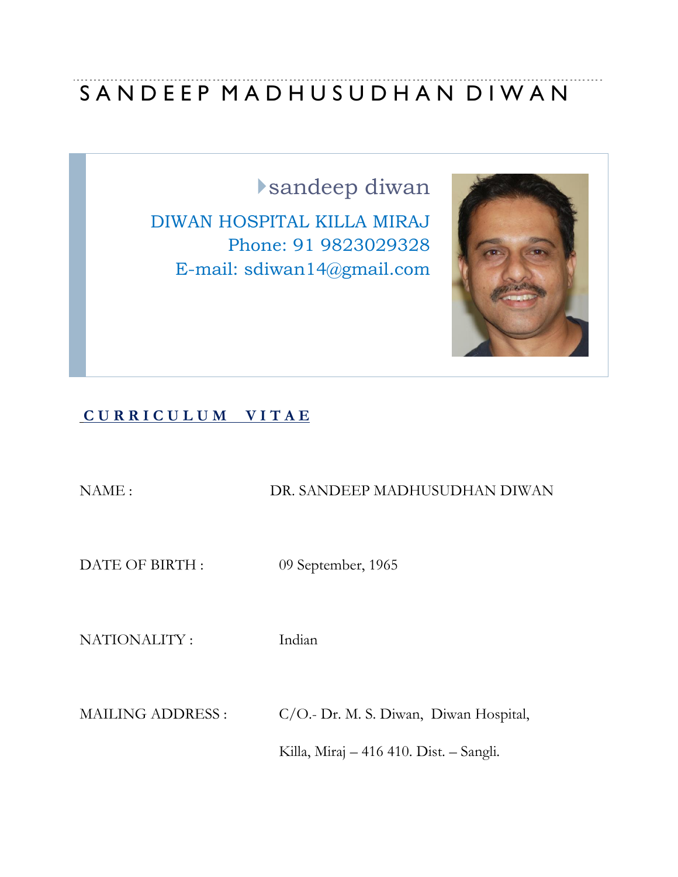# SANDEEP MADHUSUDHAN DIWAN

sandeep diwan

DIWAN HOSPITAL KILLA MIRAJ
Phone: 91 9823029328
E-mail: sdiwan14@gmail.com

## CURRICULUM VITAE

NAME : DR. SANDEEP MADHUSUDHAN DIWAN

DATE OF BIRTH : 09 September, 1965

NATIONALITY : Indian

MAILING ADDRESS : C/O.- Dr. M. S. Diwan, Diwan Hospital,

Killa, Miraj – 416 410. Dist. – Sangli.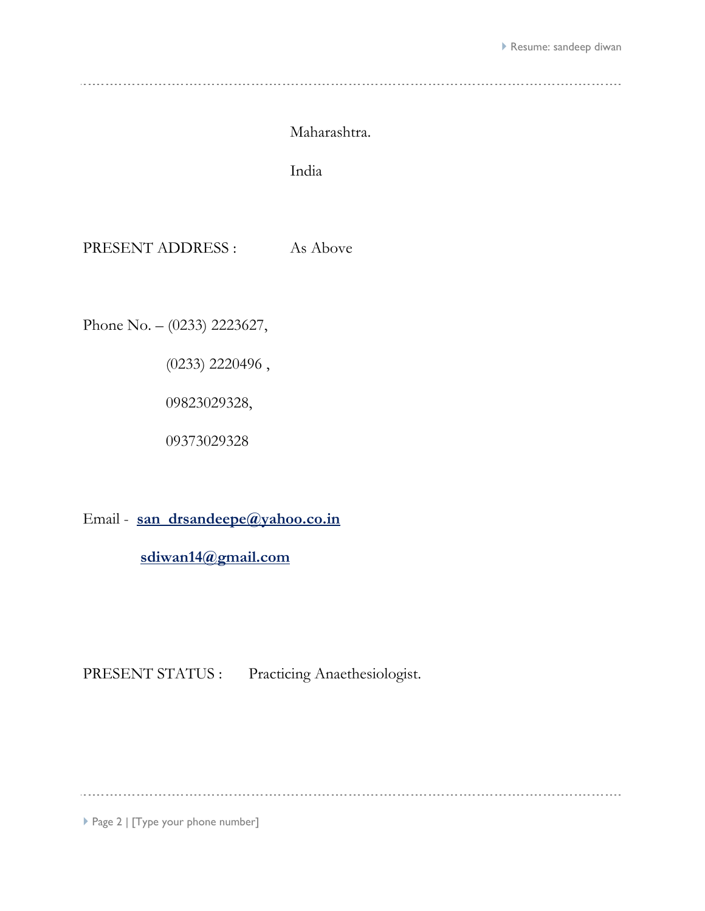Maharashtra.

India

PRESENT ADDRESS : As Above

Phone No. – (0233) 2223627,

(0233) 2220496 ,

09823029328,

09373029328

Email - **san_drsandeepe@yahoo.co.in**

**sdiwan14@gmail.com**

PRESENT STATUS : Practicing Anaethesiologist.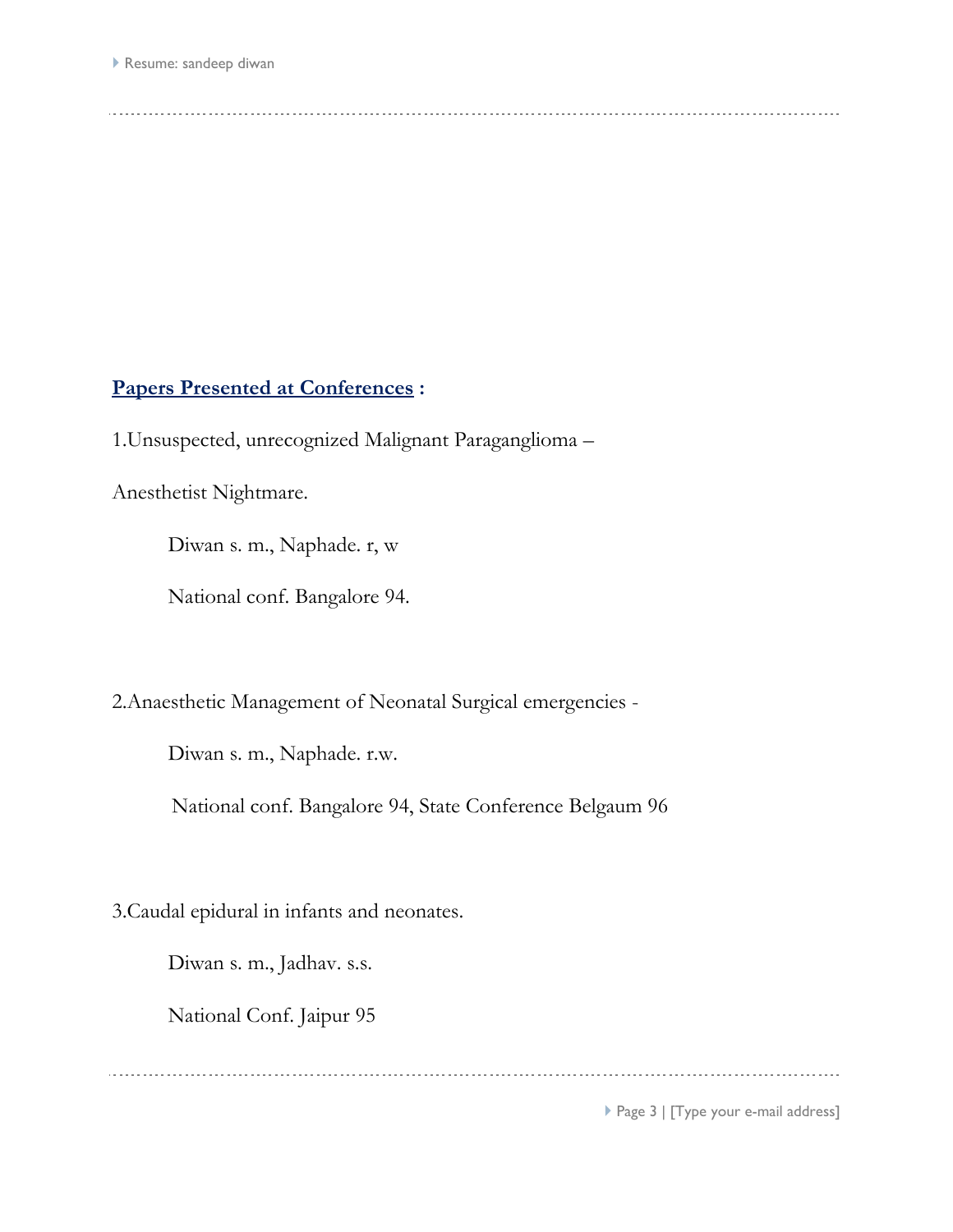**Papers Presented at Conferences :**

1.Unsuspected, unrecognized Malignant Paraganglioma –

Anesthetist Nightmare.

Diwan s. m., Naphade. r, w

National conf. Bangalore 94.

2.Anaesthetic Management of Neonatal Surgical emergencies -

Diwan s. m., Naphade. r.w.

National conf. Bangalore 94, State Conference Belgaum 96

3.Caudal epidural in infants and neonates.

Diwan s. m., Jadhav. s.s.

National Conf. Jaipur 95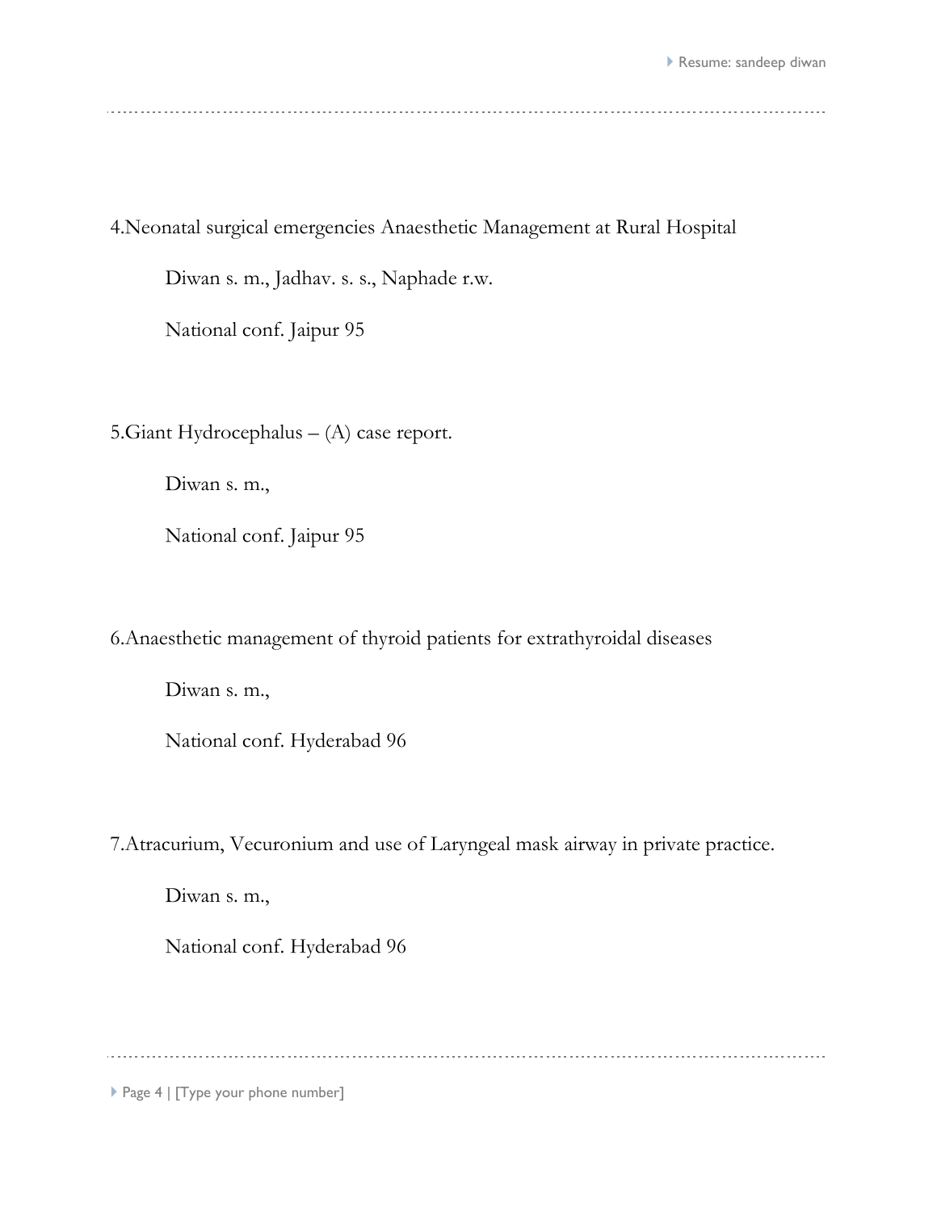4.Neonatal surgical emergencies Anaesthetic Management at Rural Hospital

Diwan s. m., Jadhav. s. s., Naphade r.w.

National conf. Jaipur 95

5.Giant Hydrocephalus – (A) case report.

Diwan s. m.,

National conf. Jaipur 95

6.Anaesthetic management of thyroid patients for extrathyroidal diseases

Diwan s. m.,

National conf. Hyderabad 96

7.Atracurium, Vecuronium and use of Laryngeal mask airway in private practice.

Diwan s. m.,

National conf. Hyderabad 96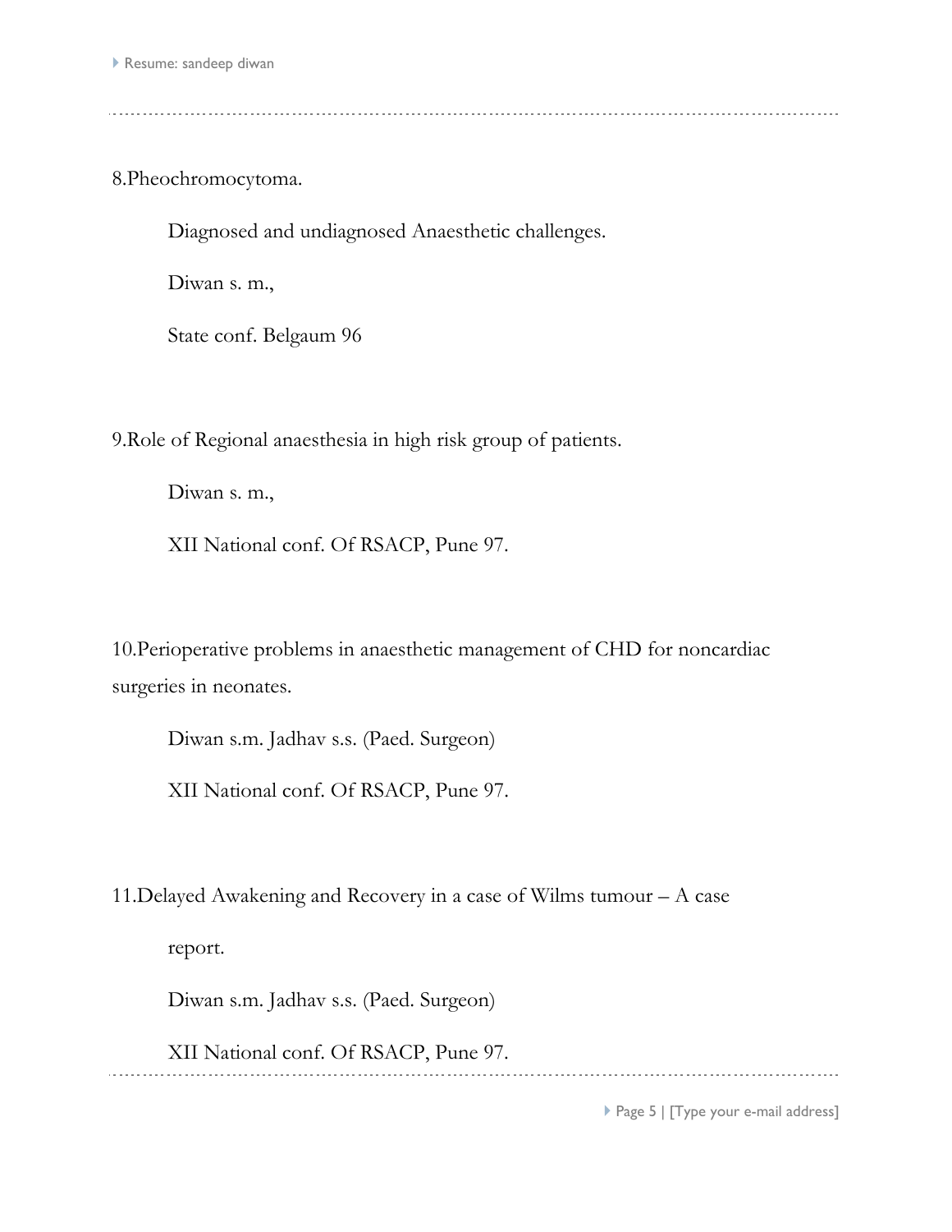8.Pheochromocytoma.

Diagnosed and undiagnosed Anaesthetic challenges.

Diwan s. m.,

State conf. Belgaum 96

9.Role of Regional anaesthesia in high risk group of patients.

Diwan s. m.,

XII National conf. Of RSACP, Pune 97.

10.Perioperative problems in anaesthetic management of CHD for noncardiac surgeries in neonates.

Diwan s.m. Jadhav s.s. (Paed. Surgeon)

XII National conf. Of RSACP, Pune 97.

11.Delayed Awakening and Recovery in a case of Wilms tumour – A case report.

Diwan s.m. Jadhav s.s. (Paed. Surgeon)

XII National conf. Of RSACP, Pune 97.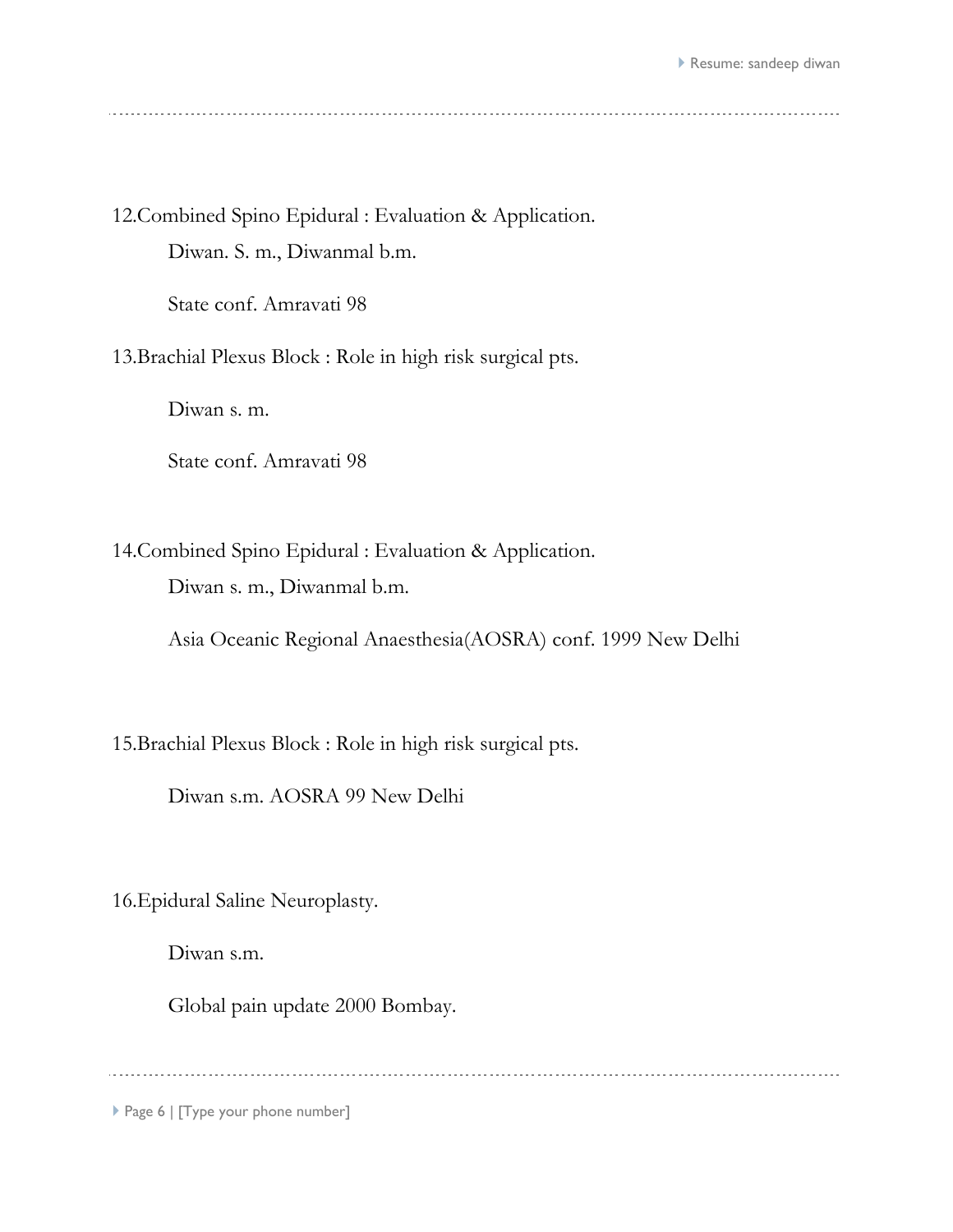12.Combined Spino Epidural : Evaluation & Application.

Diwan. S. m., Diwanmal b.m.

State conf. Amravati 98

13.Brachial Plexus Block : Role in high risk surgical pts.

Diwan s. m.

State conf. Amravati 98

14.Combined Spino Epidural : Evaluation & Application.

Diwan s. m., Diwanmal b.m.

Asia Oceanic Regional Anaesthesia(AOSRA) conf. 1999 New Delhi

15.Brachial Plexus Block : Role in high risk surgical pts.

Diwan s.m. AOSRA 99 New Delhi

16.Epidural Saline Neuroplasty.

Diwan s.m.

Global pain update 2000 Bombay.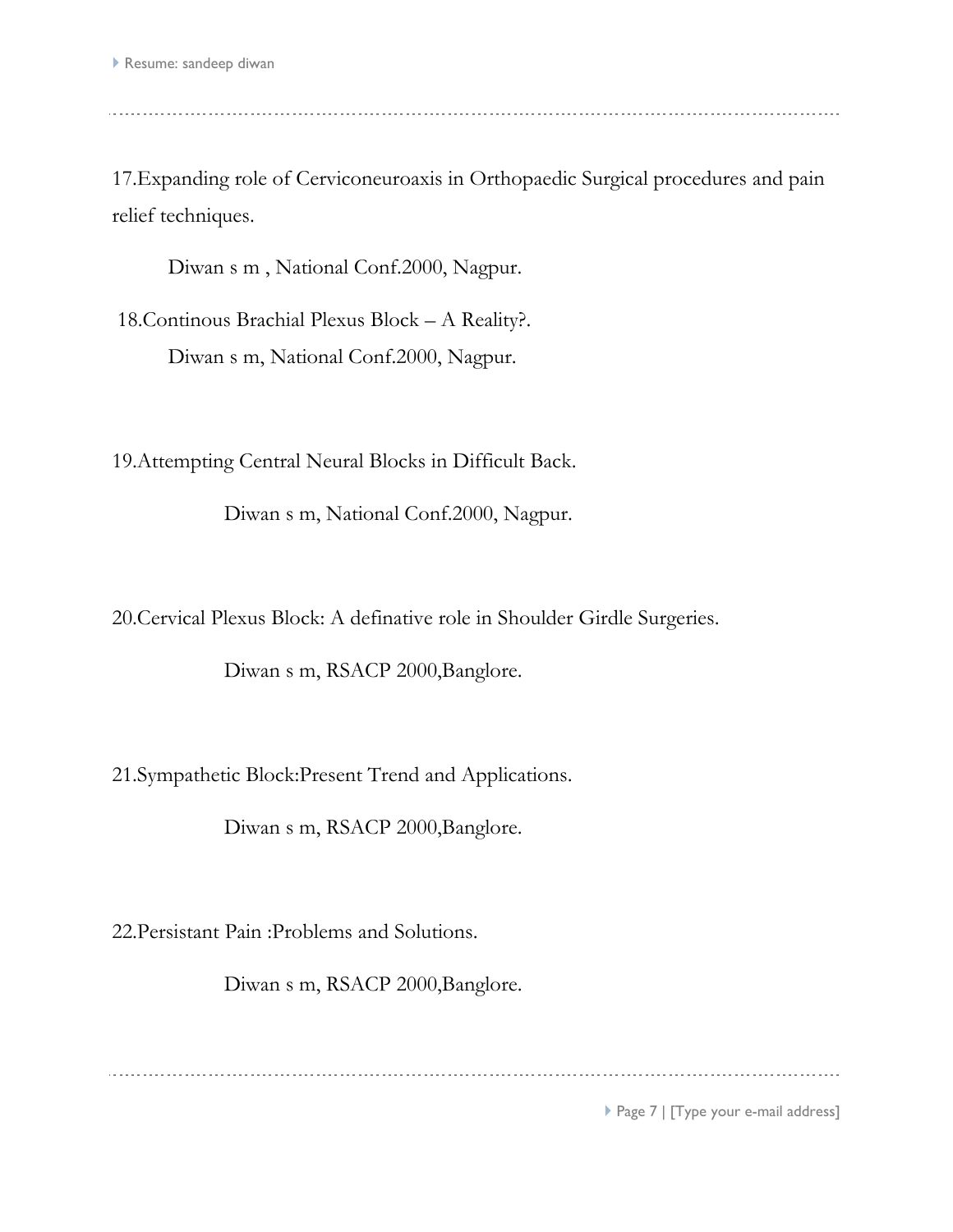17.Expanding role of Cerviconeuroaxis in Orthopaedic Surgical procedures and pain relief techniques.

Diwan s m , National Conf.2000, Nagpur.

18.Continous Brachial Plexus Block – A Reality?.

Diwan s m, National Conf.2000, Nagpur.

19.Attempting Central Neural Blocks in Difficult Back.

Diwan s m, National Conf.2000, Nagpur.

20.Cervical Plexus Block: A definative role in Shoulder Girdle Surgeries.

Diwan s m, RSACP 2000,Banglore.

21.Sympathetic Block:Present Trend and Applications.

Diwan s m, RSACP 2000,Banglore.

22.Persistant Pain :Problems and Solutions.

Diwan s m, RSACP 2000,Banglore.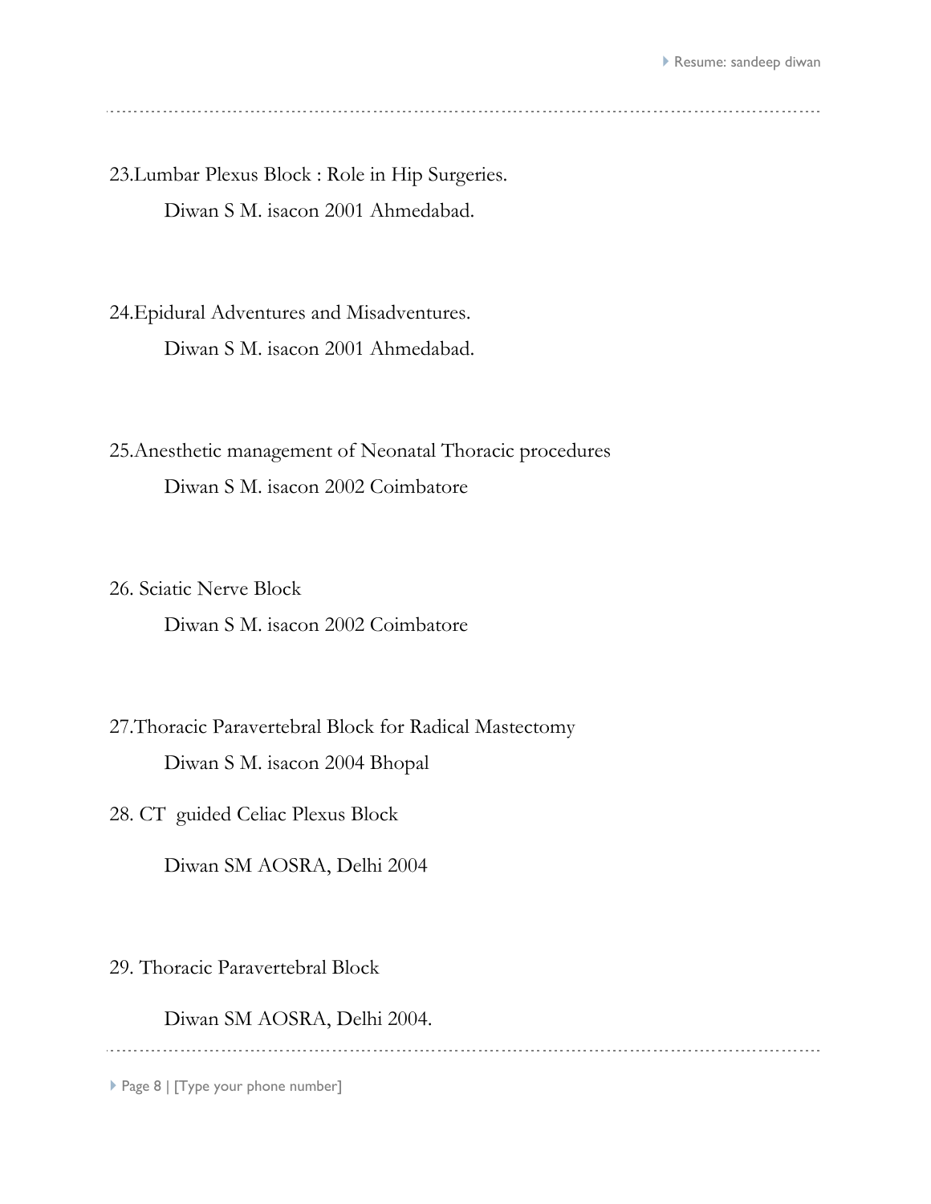23.Lumbar Plexus Block : Role in Hip Surgeries.

Diwan S M. isacon 2001 Ahmedabad.

24.Epidural Adventures and Misadventures.

Diwan S M. isacon 2001 Ahmedabad.

25.Anesthetic management of Neonatal Thoracic procedures

Diwan S M. isacon 2002 Coimbatore

26. Sciatic Nerve Block

Diwan S M. isacon 2002 Coimbatore

27.Thoracic Paravertebral Block for Radical Mastectomy

Diwan S M. isacon 2004 Bhopal

28. CT guided Celiac Plexus Block

Diwan SM AOSRA, Delhi 2004

29. Thoracic Paravertebral Block

Diwan SM AOSRA, Delhi 2004.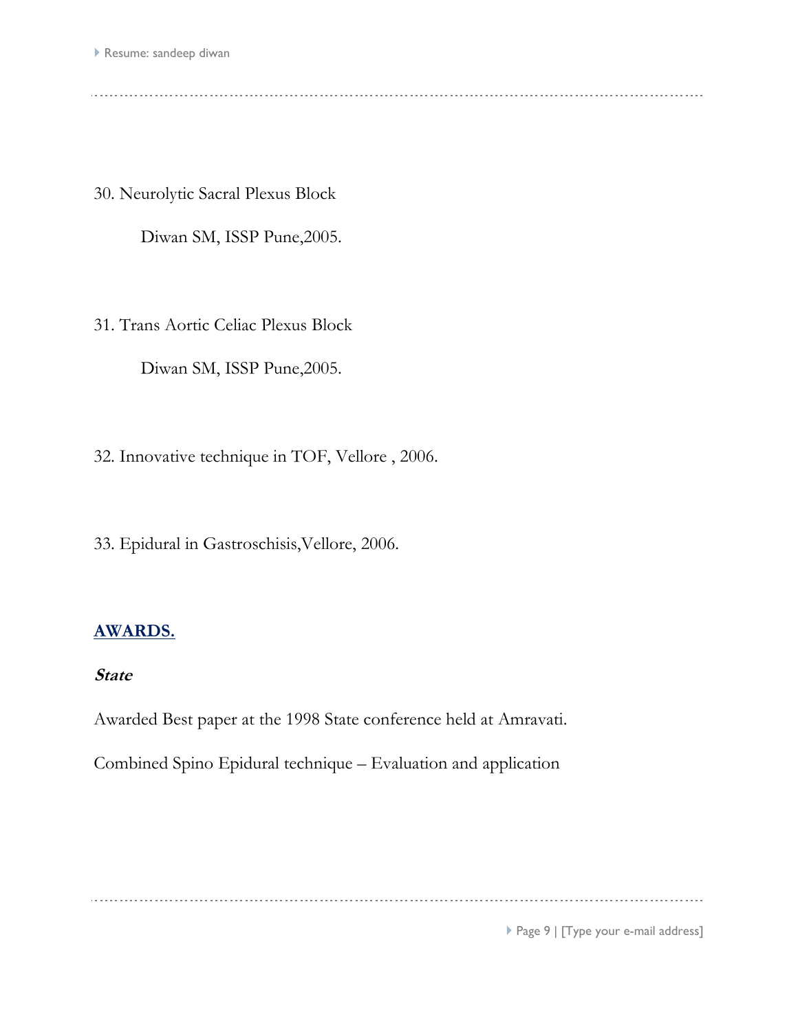30. Neurolytic Sacral Plexus Block

    Diwan SM, ISSP Pune,2005.

31. Trans Aortic Celiac Plexus Block

    Diwan SM, ISSP Pune,2005.

32. Innovative technique in TOF, Vellore , 2006.

33. Epidural in Gastroschisis,Vellore, 2006.

## AWARDS.

### *State*

Awarded Best paper at the 1998 State conference held at Amravati.

Combined Spino Epidural technique – Evaluation and application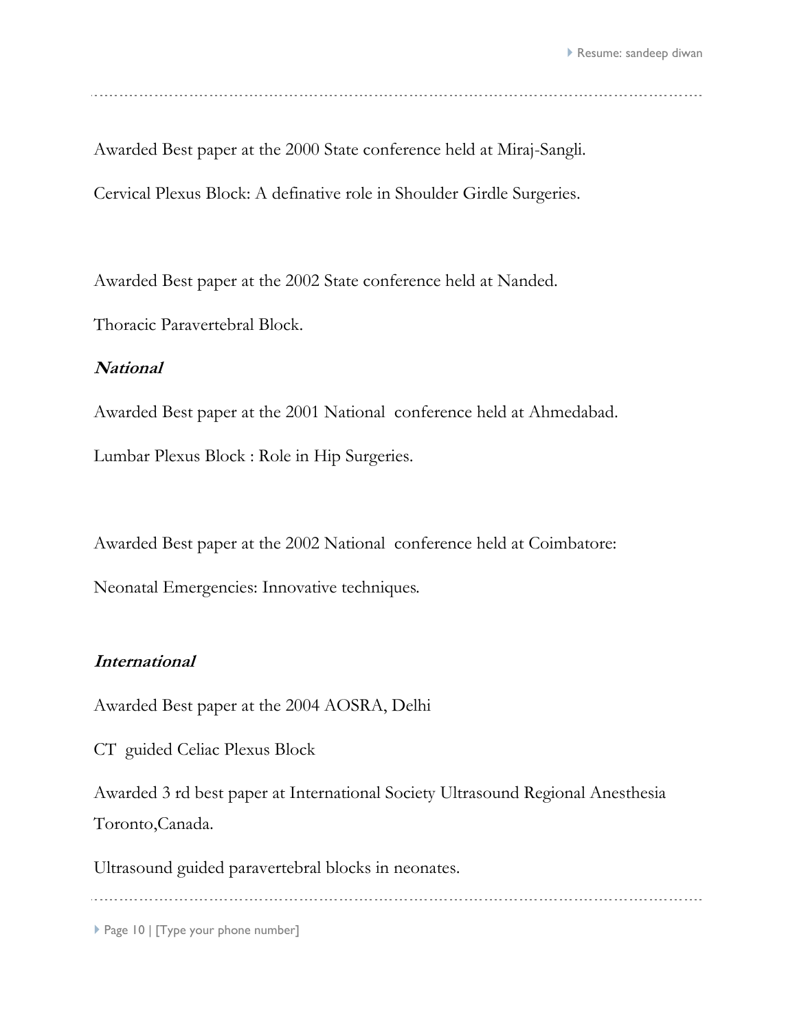Awarded Best paper at the 2000 State conference held at Miraj-Sangli.

Cervical Plexus Block: A definative role in Shoulder Girdle Surgeries.

Awarded Best paper at the 2002 State conference held at Nanded.

Thoracic Paravertebral Block.

### *National*

Awarded Best paper at the 2001 National conference held at Ahmedabad.

Lumbar Plexus Block : Role in Hip Surgeries.

Awarded Best paper at the 2002 National conference held at Coimbatore:

Neonatal Emergencies: Innovative techniques.

### *International*

Awarded Best paper at the 2004 AOSRA, Delhi

CT guided Celiac Plexus Block

Awarded 3 rd best paper at International Society Ultrasound Regional Anesthesia Toronto,Canada.

Ultrasound guided paravertebral blocks in neonates.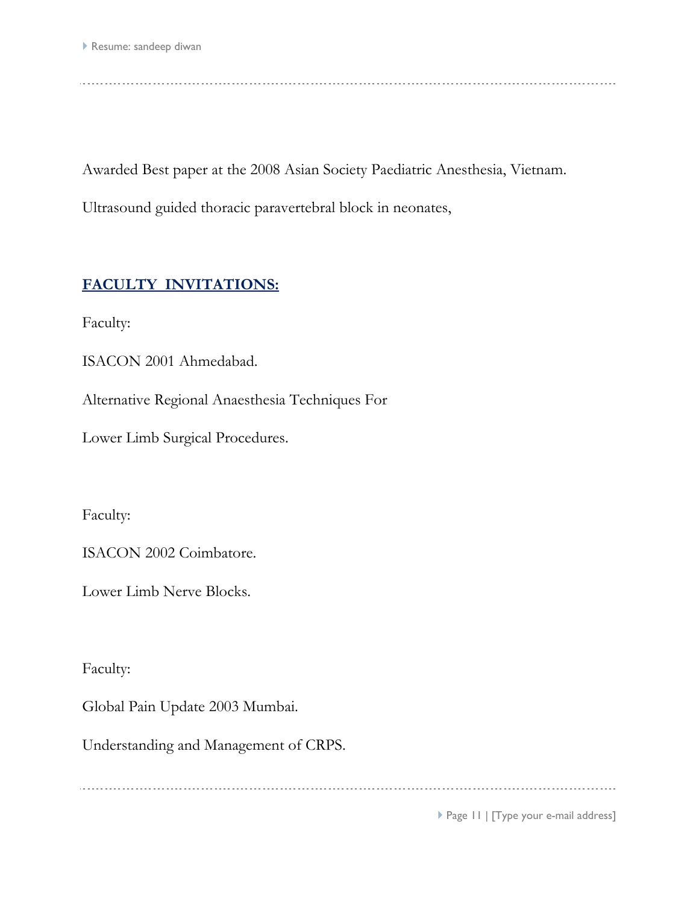Awarded Best paper at the 2008 Asian Society Paediatric Anesthesia, Vietnam.

Ultrasound guided thoracic paravertebral block in neonates,

## FACULTY INVITATIONS:

Faculty:

ISACON 2001 Ahmedabad.

Alternative Regional Anaesthesia Techniques For

Lower Limb Surgical Procedures.

Faculty:

ISACON 2002 Coimbatore.

Lower Limb Nerve Blocks.

Faculty:

Global Pain Update 2003 Mumbai.

Understanding and Management of CRPS.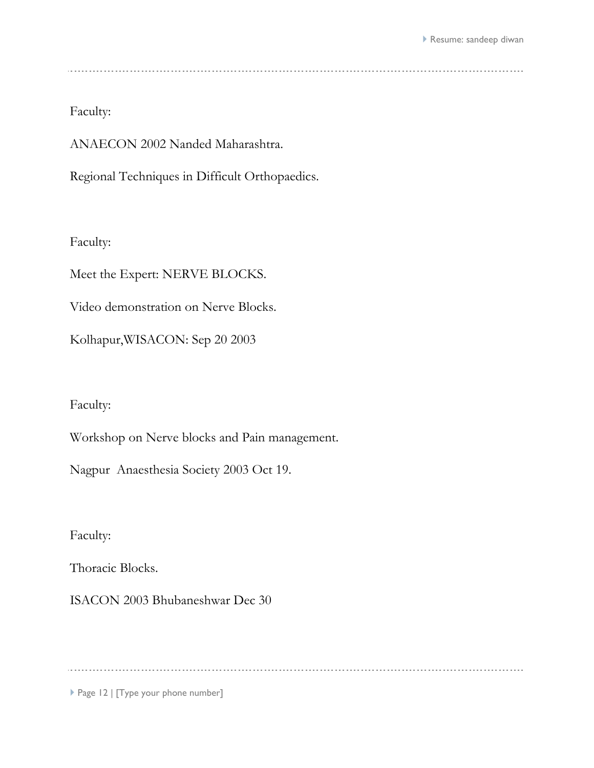Faculty:

ANAECON 2002 Nanded Maharashtra.

Regional Techniques in Difficult Orthopaedics.

Faculty:

Meet the Expert: NERVE BLOCKS.

Video demonstration on Nerve Blocks.

Kolhapur,WISACON: Sep 20 2003

Faculty:

Workshop on Nerve blocks and Pain management.

Nagpur Anaesthesia Society 2003 Oct 19.

Faculty:

Thoracic Blocks.

ISACON 2003 Bhubaneshwar Dec 30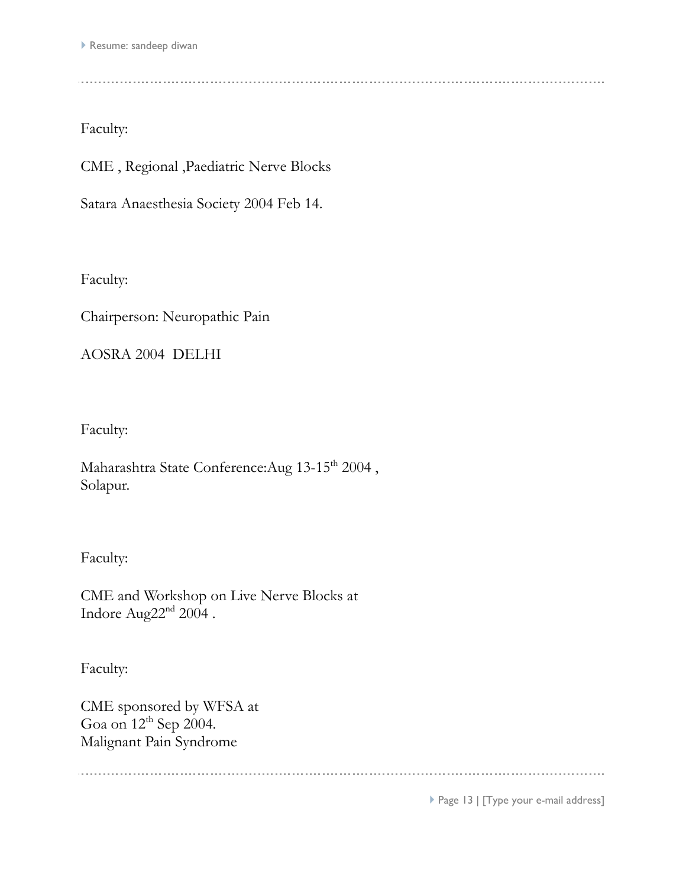Faculty:

CME , Regional ,Paediatric Nerve Blocks

Satara Anaesthesia Society 2004 Feb 14.

Faculty:

Chairperson: Neuropathic Pain

AOSRA 2004 DELHI

Faculty:

Maharashtra State Conference:Aug 13-15th 2004 , Solapur.

Faculty:

CME and Workshop on Live Nerve Blocks at Indore Aug22nd 2004 .

Faculty:

CME sponsored by WFSA at Goa on 12th Sep 2004.
Malignant Pain Syndrome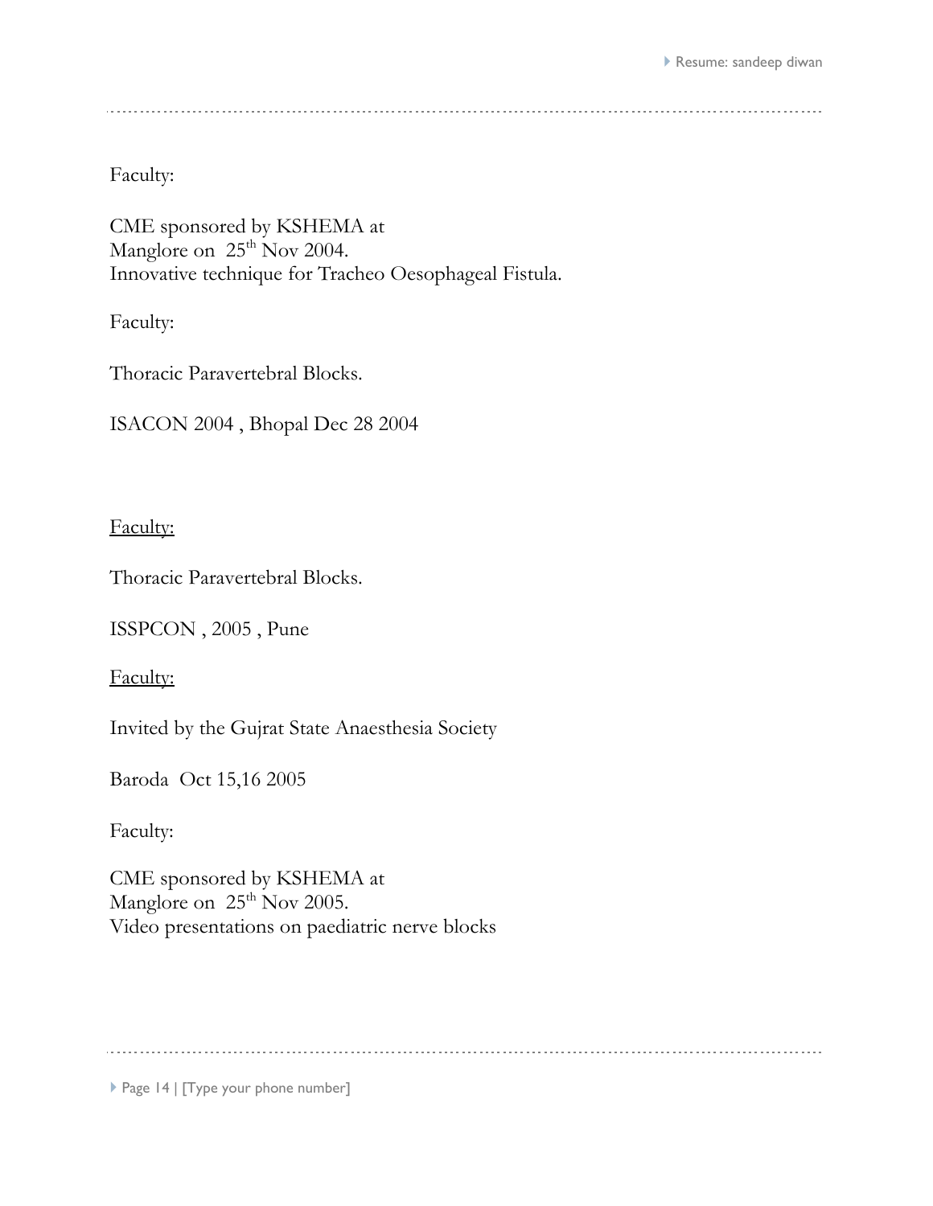Faculty:

CME sponsored by KSHEMA at
Manglore on 25th Nov 2004.
Innovative technique for Tracheo Oesophageal Fistula.

Faculty:

Thoracic Paravertebral Blocks.

ISACON 2004 , Bhopal Dec 28 2004

<u>Faculty:</u>

Thoracic Paravertebral Blocks.

ISSPCON , 2005 , Pune

<u>Faculty:</u>

Invited by the Gujrat State Anaesthesia Society

Baroda Oct 15,16 2005

Faculty:

CME sponsored by KSHEMA at
Manglore on 25th Nov 2005.
Video presentations on paediatric nerve blocks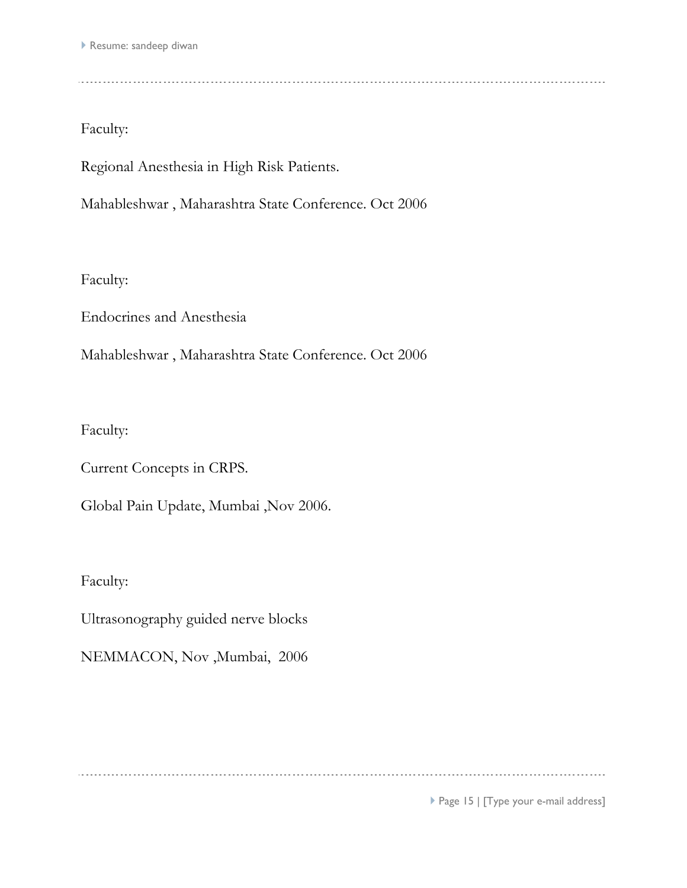Faculty:

Regional Anesthesia in High Risk Patients.

Mahableshwar , Maharashtra State Conference. Oct 2006

Faculty:

Endocrines and Anesthesia

Mahableshwar , Maharashtra State Conference. Oct 2006

Faculty:

Current Concepts in CRPS.

Global Pain Update, Mumbai ,Nov 2006.

Faculty:

Ultrasonography guided nerve blocks

NEMMACON, Nov ,Mumbai, 2006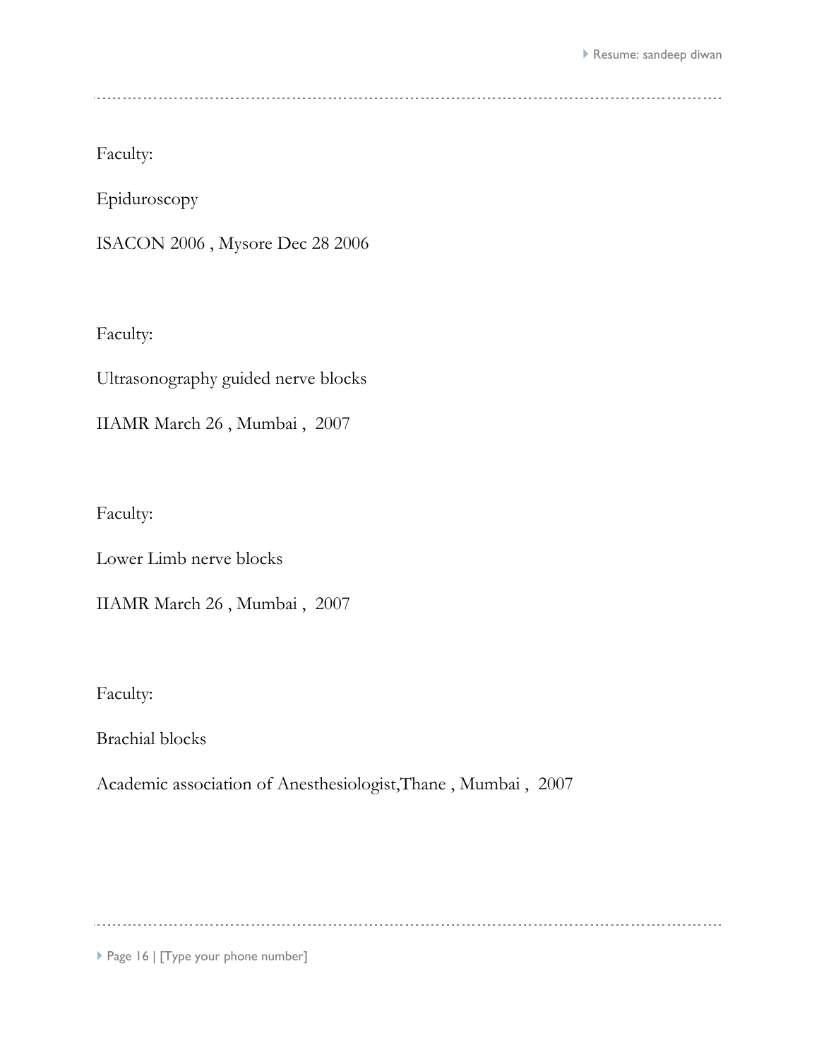Faculty:

Epiduroscopy

ISACON 2006 , Mysore Dec 28 2006

Faculty:

Ultrasonography guided nerve blocks

IIAMR March 26 , Mumbai , 2007

Faculty:

Lower Limb nerve blocks

IIAMR March 26 , Mumbai , 2007

Faculty:

Brachial blocks

Academic association of Anesthesiologist,Thane , Mumbai , 2007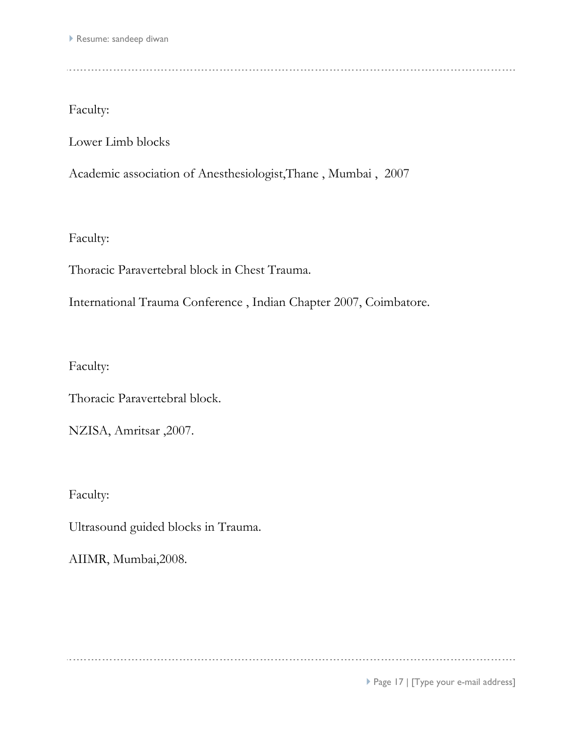Faculty:

Lower Limb blocks

Academic association of Anesthesiologist,Thane , Mumbai , 2007

Faculty:

Thoracic Paravertebral block in Chest Trauma.

International Trauma Conference , Indian Chapter 2007, Coimbatore.

Faculty:

Thoracic Paravertebral block.

NZISA, Amritsar ,2007.

Faculty:

Ultrasound guided blocks in Trauma.

AIIMR, Mumbai,2008.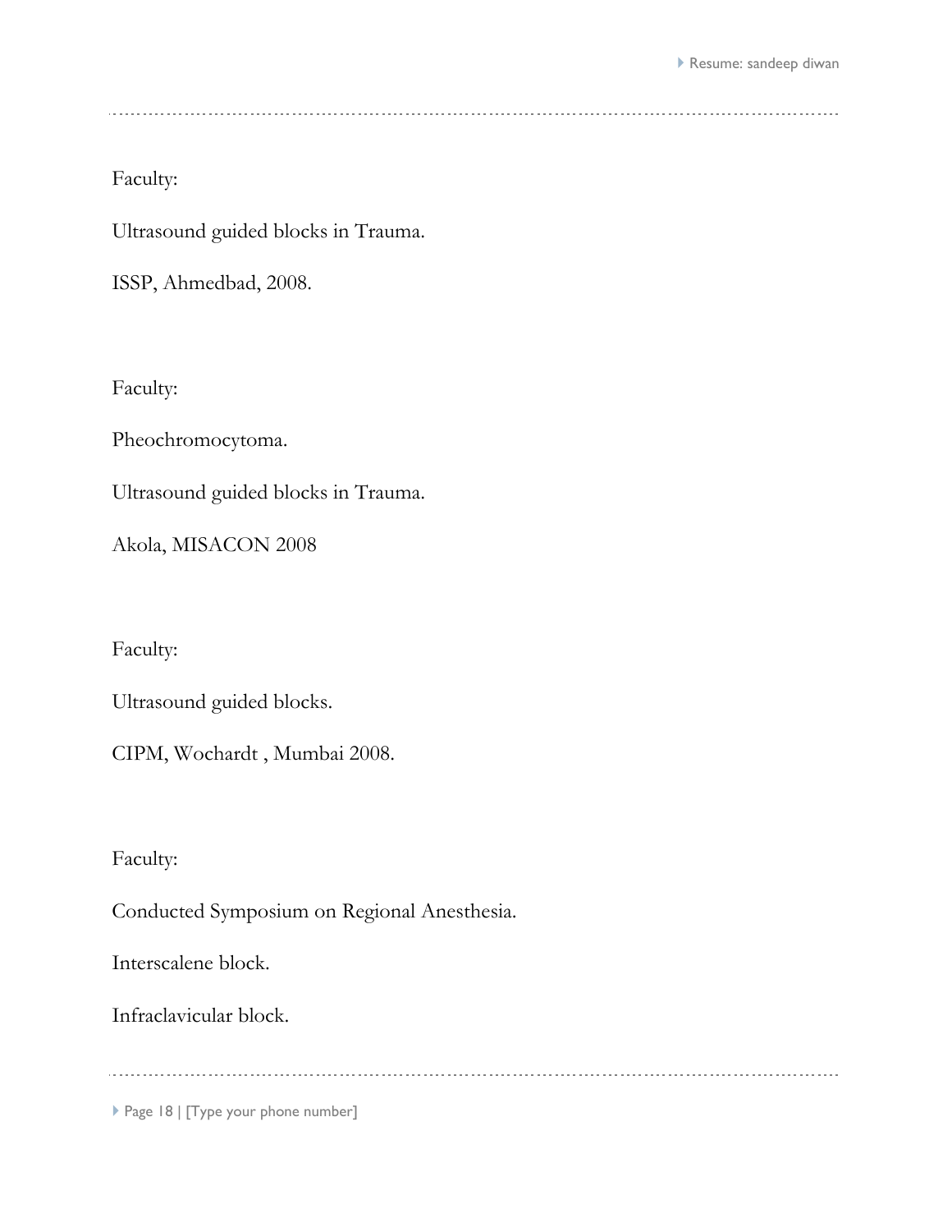Faculty:

Ultrasound guided blocks in Trauma.

ISSP, Ahmedbad, 2008.

Faculty:

Pheochromocytoma.

Ultrasound guided blocks in Trauma.

Akola, MISACON 2008

Faculty:

Ultrasound guided blocks.

CIPM, Wochardt , Mumbai 2008.

Faculty:

Conducted Symposium on Regional Anesthesia.

Interscalene block.

Infraclavicular block.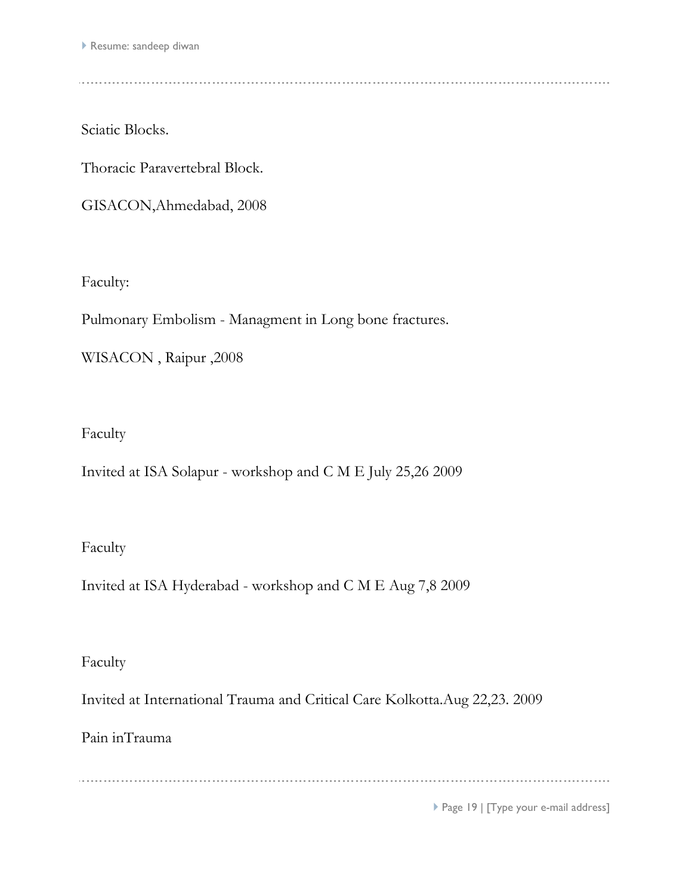Sciatic Blocks.

Thoracic Paravertebral Block.

GISACON,Ahmedabad, 2008

Faculty:

Pulmonary Embolism - Managment in Long bone fractures.

WISACON , Raipur ,2008

Faculty

Invited at ISA Solapur - workshop and C M E July 25,26 2009

Faculty

Invited at ISA Hyderabad - workshop and C M E Aug 7,8 2009

Faculty

Invited at International Trauma and Critical Care Kolkotta.Aug 22,23. 2009

Pain inTrauma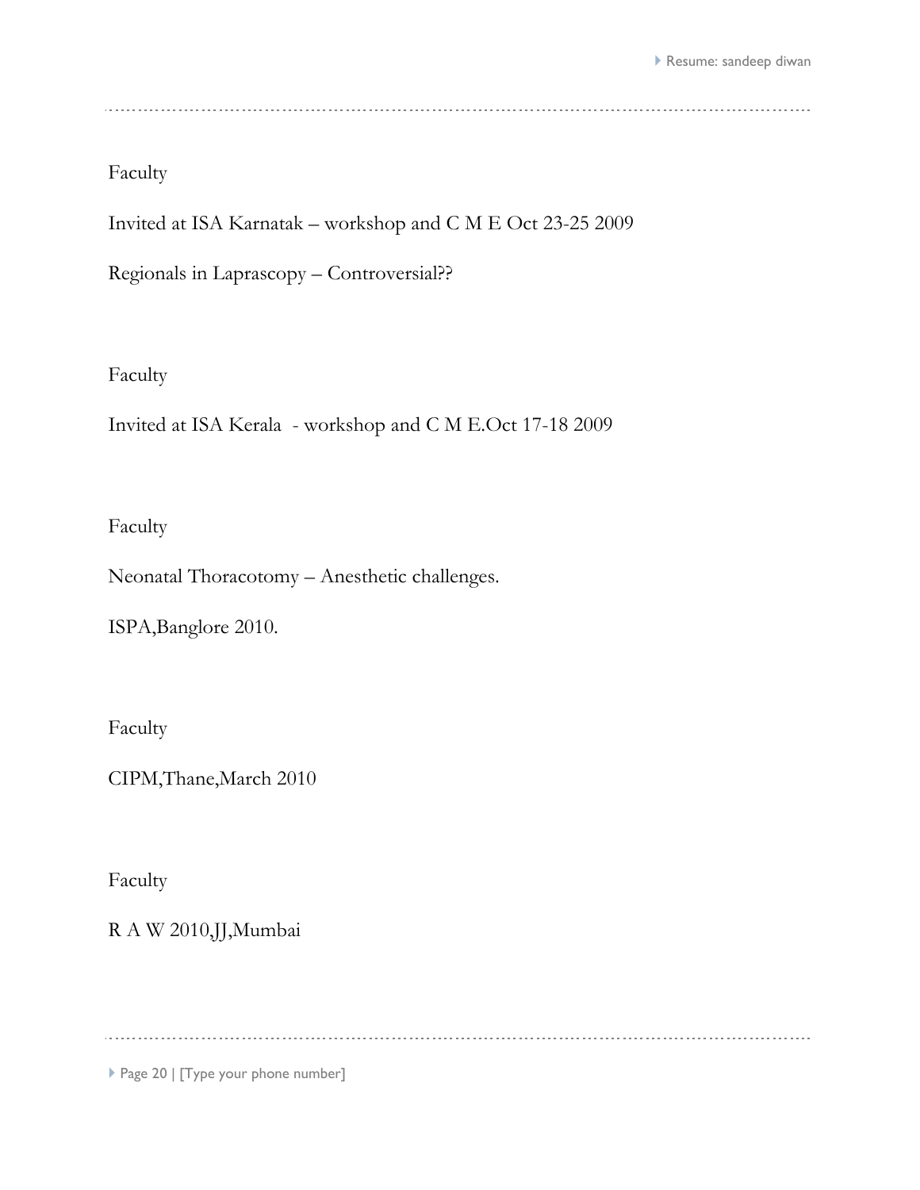Faculty

Invited at ISA Karnatak – workshop and C M E Oct 23-25 2009

Regionals in Laprascopy – Controversial??

Faculty

Invited at ISA Kerala - workshop and C M E.Oct 17-18 2009

Faculty

Neonatal Thoracotomy – Anesthetic challenges.

ISPA,Banglore 2010.

Faculty

CIPM,Thane,March 2010

Faculty

R A W 2010,JJ,Mumbai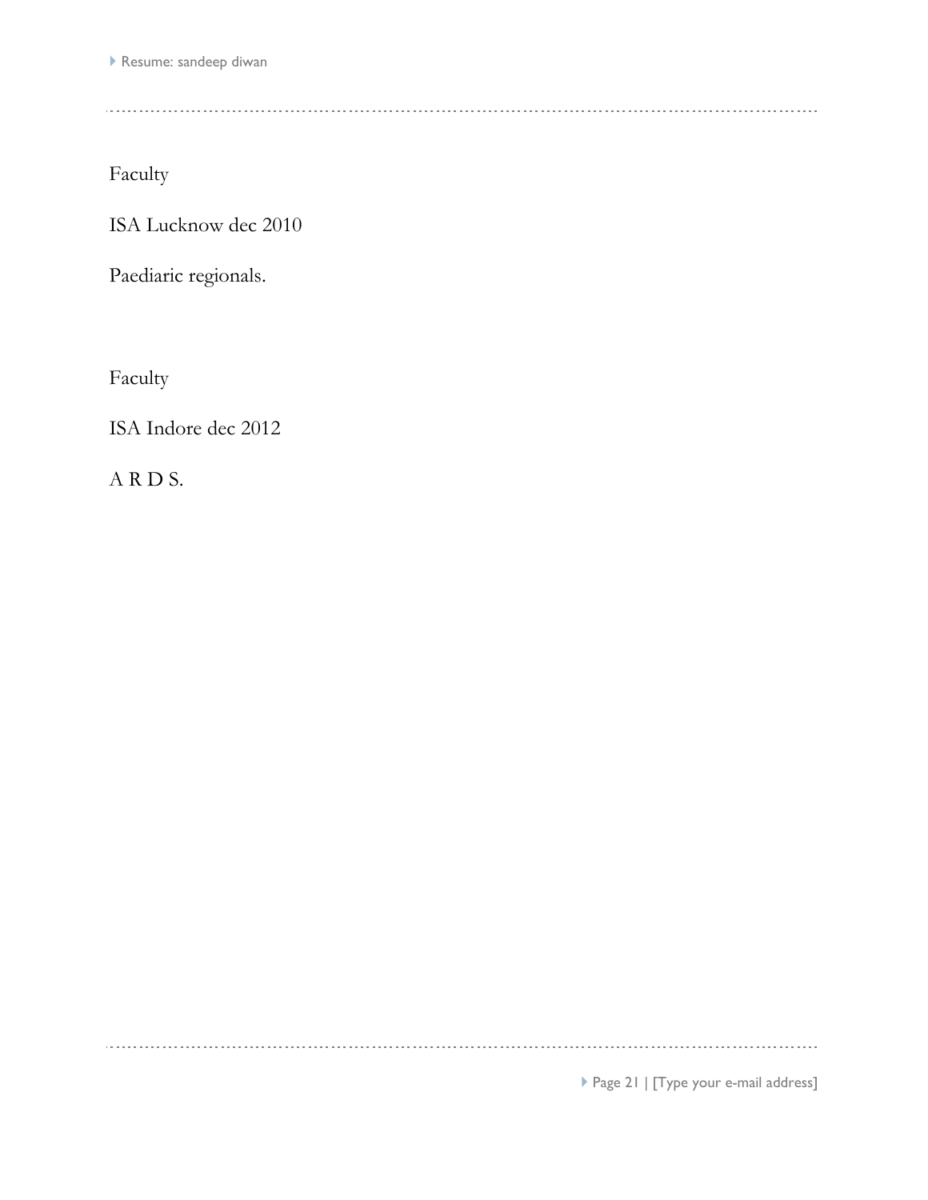Faculty

ISA Lucknow dec 2010

Paediaric regionals.

Faculty

ISA Indore dec 2012

A R D S.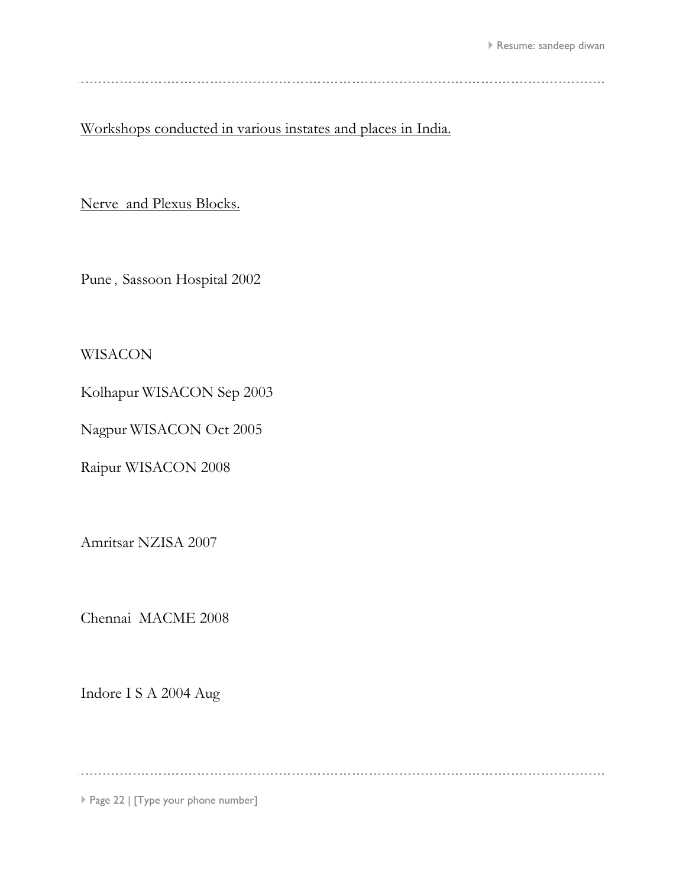<u>Workshops conducted in various instates and places in India.</u>

<u>Nerve  and Plexus Blocks.</u>

Pune , Sassoon Hospital 2002

WISACON

Kolhapur WISACON Sep 2003

Nagpur WISACON Oct 2005

Raipur WISACON 2008

Amritsar NZISA 2007

Chennai  MACME 2008

Indore I S A 2004 Aug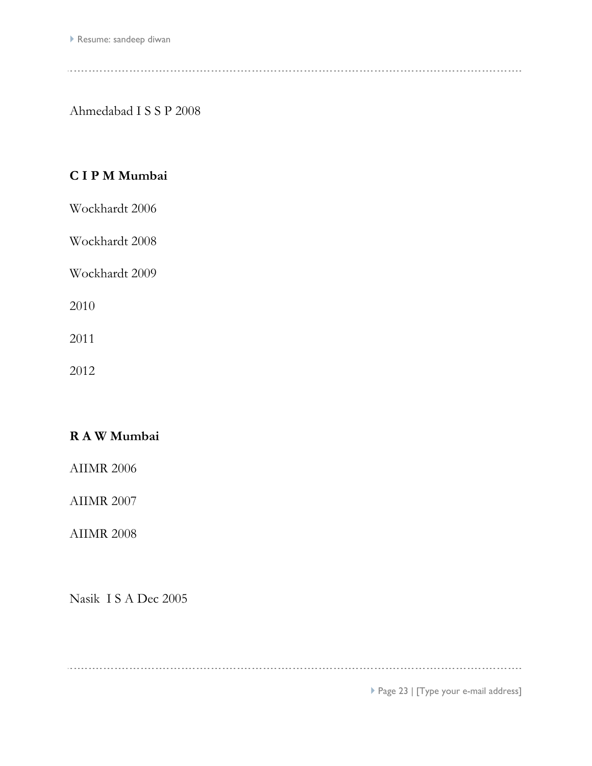Ahmedabad I S S P 2008

**C I P M Mumbai**

Wockhardt 2006

Wockhardt 2008

Wockhardt 2009

2010

2011

2012

**R A W Mumbai**

AIIMR 2006

AIIMR 2007

AIIMR 2008

Nasik I S A Dec 2005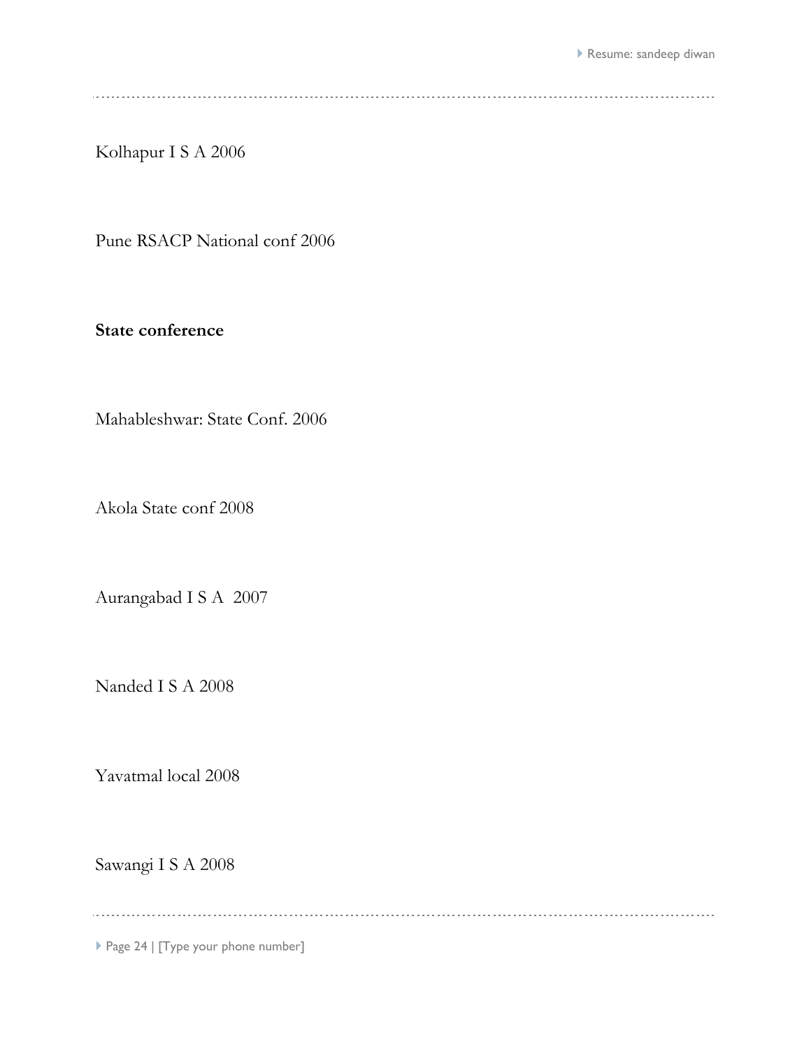Kolhapur I S A 2006

Pune RSACP National conf 2006

**State conference**

Mahableshwar: State Conf. 2006

Akola State conf 2008

Aurangabad I S A 2007

Nanded I S A 2008

Yavatmal local 2008

Sawangi I S A 2008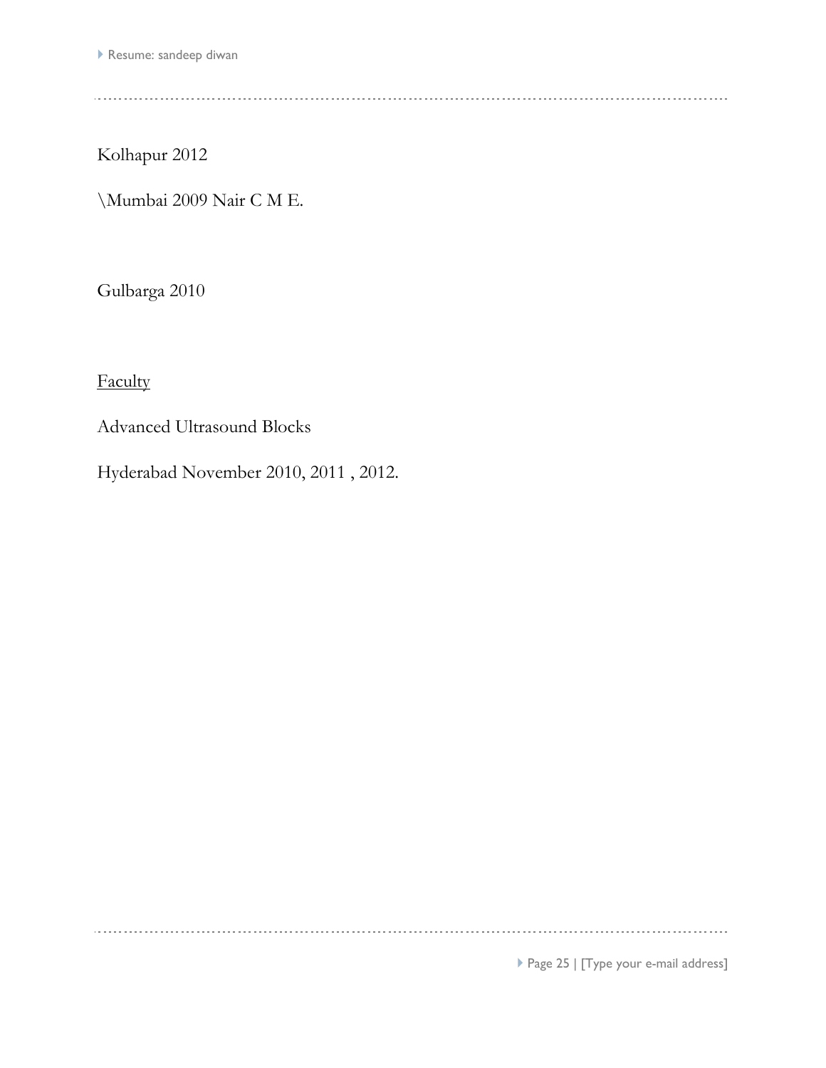Kolhapur 2012

\Mumbai 2009 Nair C M E.

Gulbarga 2010

<u>Faculty</u>

Advanced Ultrasound Blocks

Hyderabad November 2010, 2011 , 2012.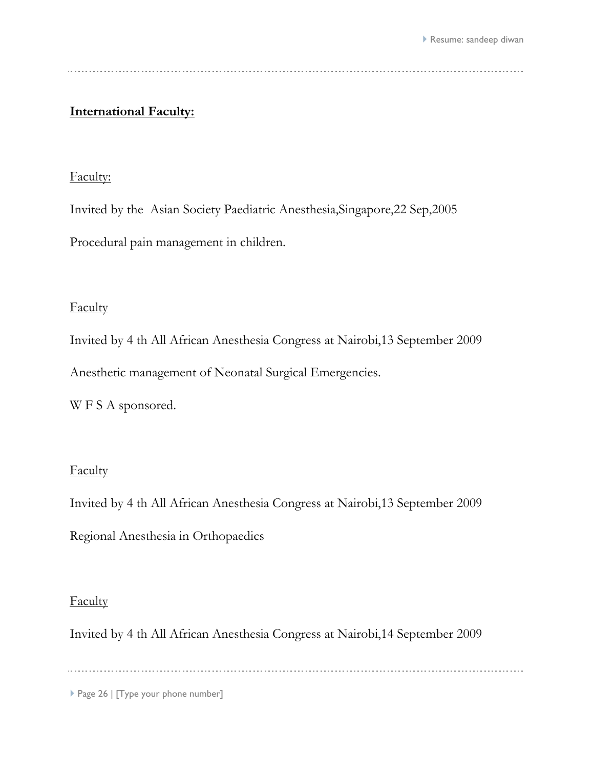**International Faculty:**

Faculty:

Invited by the Asian Society Paediatric Anesthesia,Singapore,22 Sep,2005

Procedural pain management in children.

Faculty

Invited by 4 th All African Anesthesia Congress at Nairobi,13 September 2009

Anesthetic management of Neonatal Surgical Emergencies.

W F S A sponsored.

Faculty

Invited by 4 th All African Anesthesia Congress at Nairobi,13 September 2009

Regional Anesthesia in Orthopaedics

Faculty

Invited by 4 th All African Anesthesia Congress at Nairobi,14 September 2009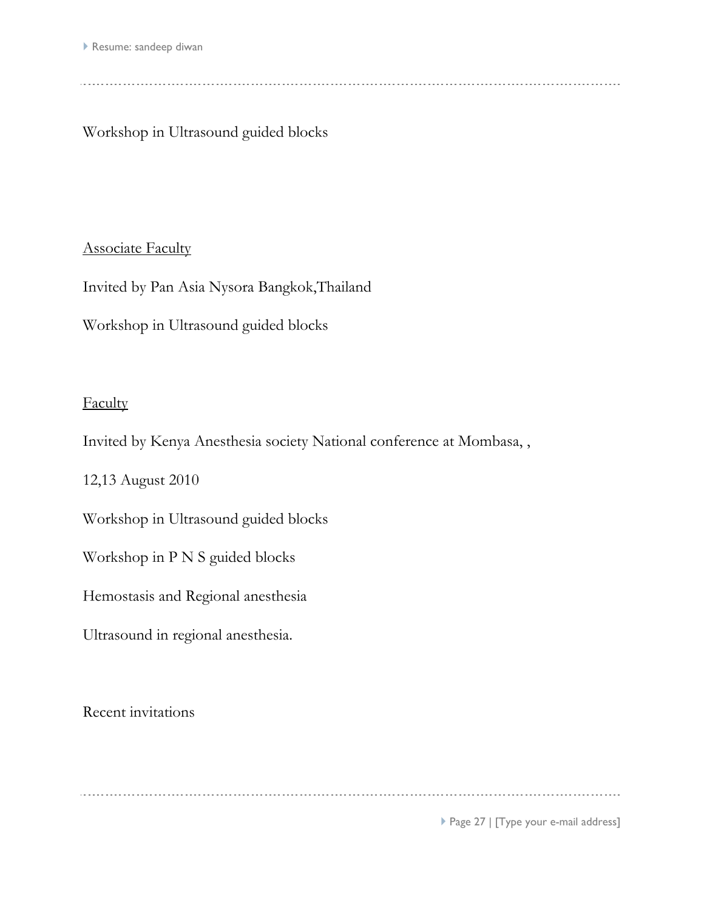Workshop in Ultrasound guided blocks

<u>Associate Faculty</u>

Invited by Pan Asia Nysora Bangkok,Thailand

Workshop in Ultrasound guided blocks

<u>Faculty</u>

Invited by Kenya Anesthesia society National conference at Mombasa, ,

12,13 August 2010

Workshop in Ultrasound guided blocks

Workshop in P N S guided blocks

Hemostasis and Regional anesthesia

Ultrasound in regional anesthesia.

Recent invitations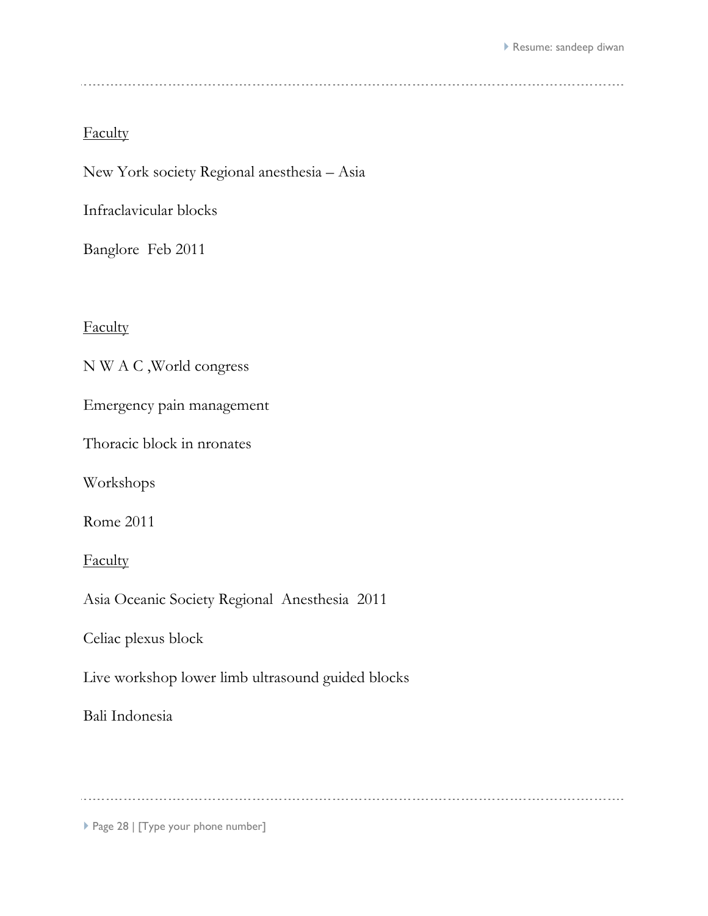<u>Faculty</u>

New York society Regional anesthesia – Asia

Infraclavicular blocks

Banglore  Feb 2011

<u>Faculty</u>

N W A C ,World congress

Emergency pain management

Thoracic block in nronates

Workshops

Rome 2011

<u>Faculty</u>

Asia Oceanic Society Regional  Anesthesia  2011

Celiac plexus block

Live workshop lower limb ultrasound guided blocks

Bali Indonesia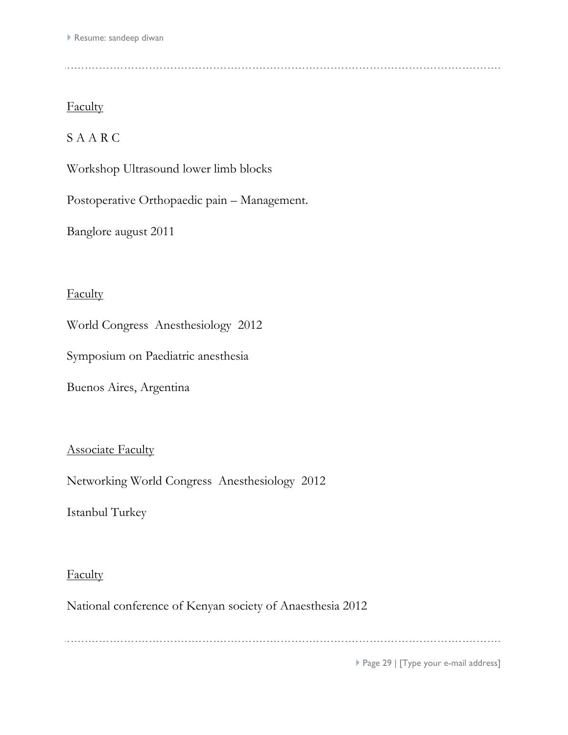<u>Faculty</u>

S A A R C

Workshop Ultrasound lower limb blocks

Postoperative Orthopaedic pain – Management.

Banglore august 2011

<u>Faculty</u>

World Congress  Anesthesiology  2012

Symposium on Paediatric anesthesia

Buenos Aires, Argentina

<u>Associate Faculty</u>

Networking World Congress  Anesthesiology  2012

Istanbul Turkey

<u>Faculty</u>

National conference of Kenyan society of Anaesthesia 2012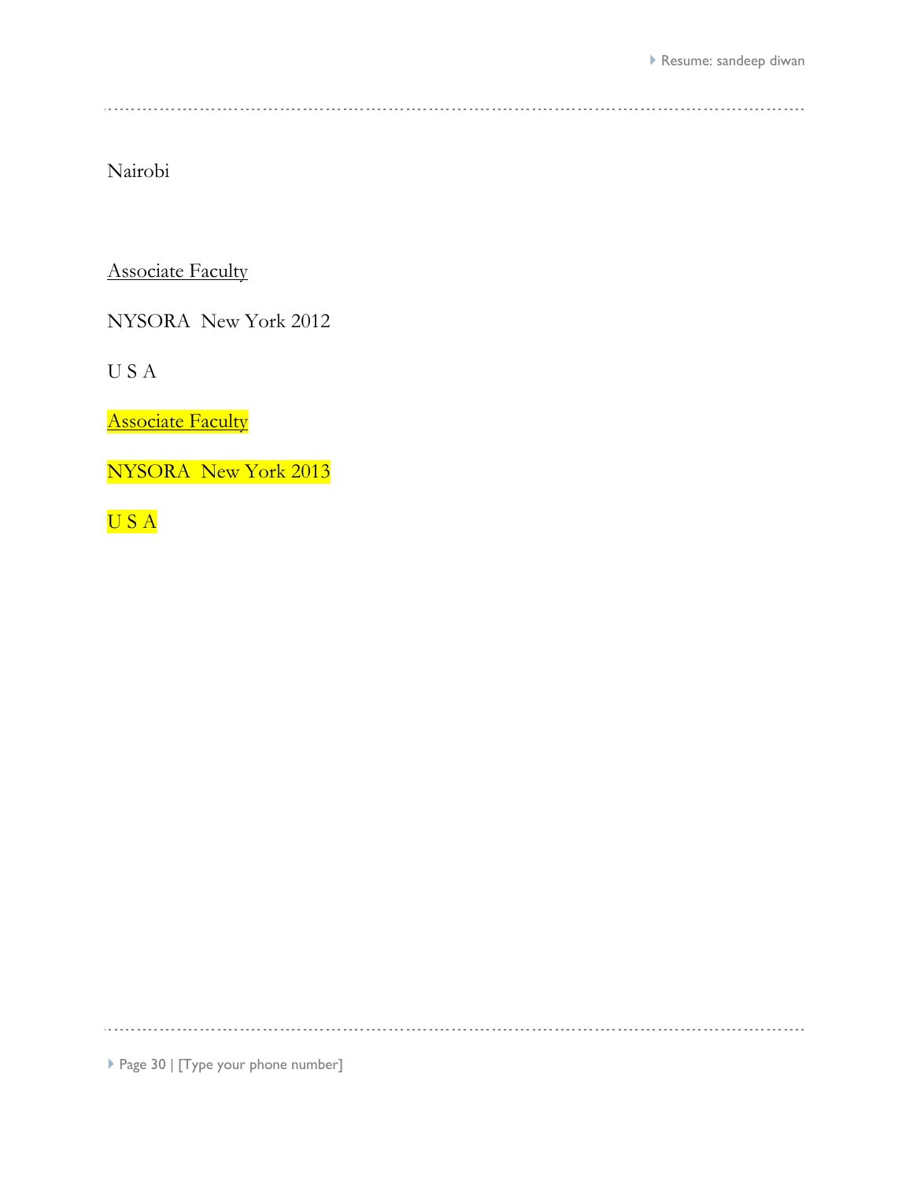Nairobi

<u>Associate Faculty</u>

NYSORA  New York 2012

U S A

<u>Associate Faculty</u>

NYSORA  New York 2013

U S A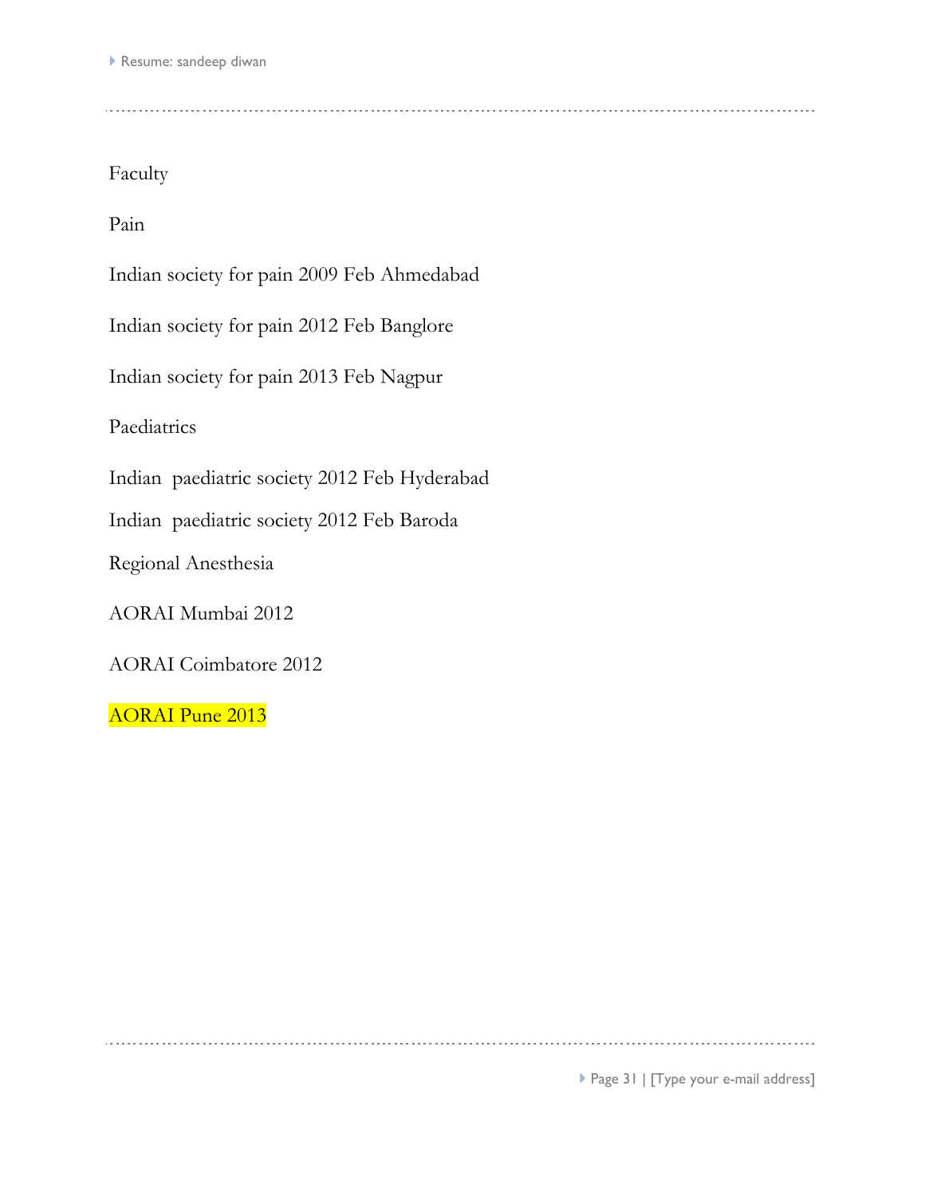Faculty

Pain

Indian society for pain 2009 Feb Ahmedabad

Indian society for pain 2012 Feb Banglore

Indian society for pain 2013 Feb Nagpur

Paediatrics

Indian paediatric society 2012 Feb Hyderabad

Indian paediatric society 2012 Feb Baroda

Regional Anesthesia

AORAI Mumbai 2012

AORAI Coimbatore 2012

AORAI Pune 2013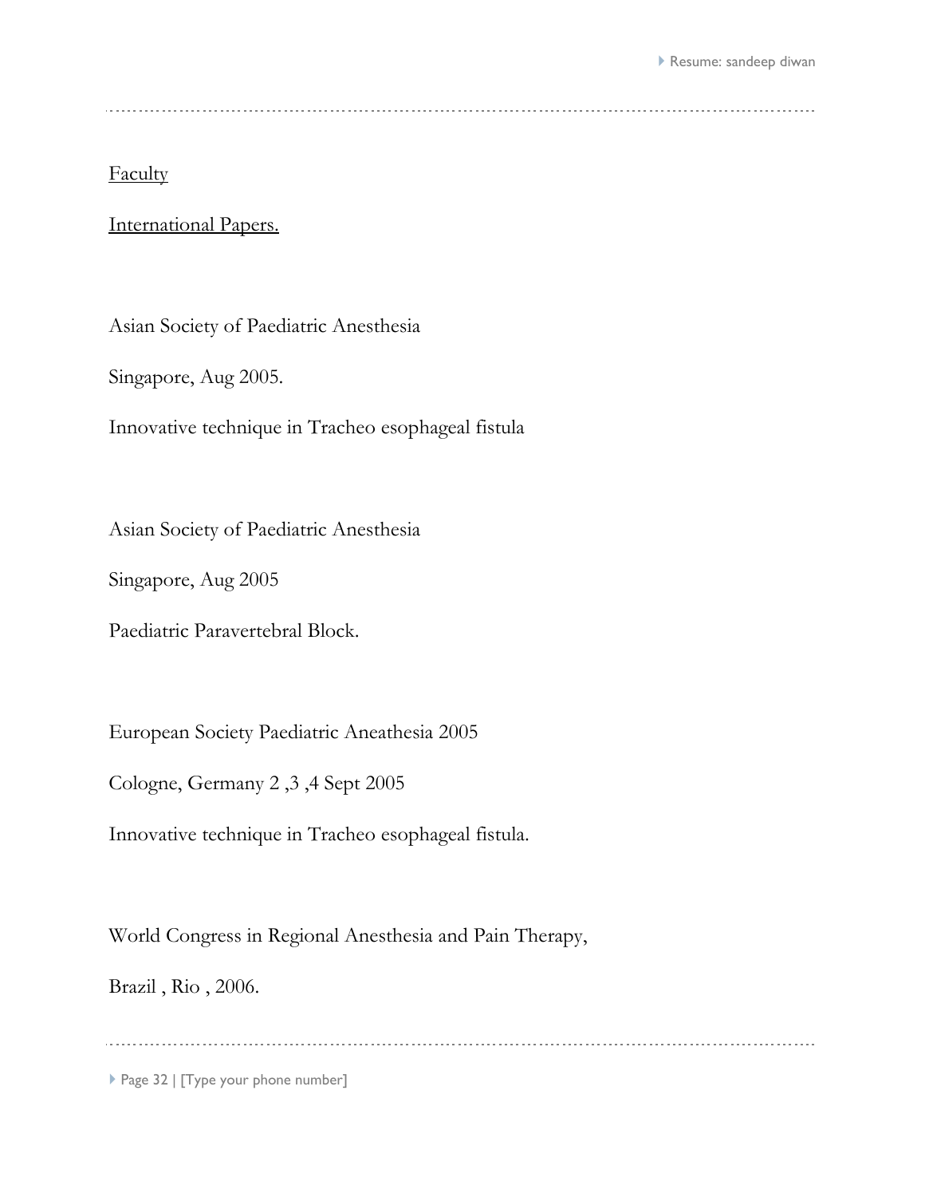Faculty

International Papers.

Asian Society of Paediatric Anesthesia

Singapore, Aug 2005.

Innovative technique in Tracheo esophageal fistula

Asian Society of Paediatric Anesthesia

Singapore, Aug 2005

Paediatric Paravertebral Block.

European Society Paediatric Aneathesia 2005

Cologne, Germany 2 ,3 ,4 Sept 2005

Innovative technique in Tracheo esophageal fistula.

World Congress in Regional Anesthesia and Pain Therapy,

Brazil , Rio , 2006.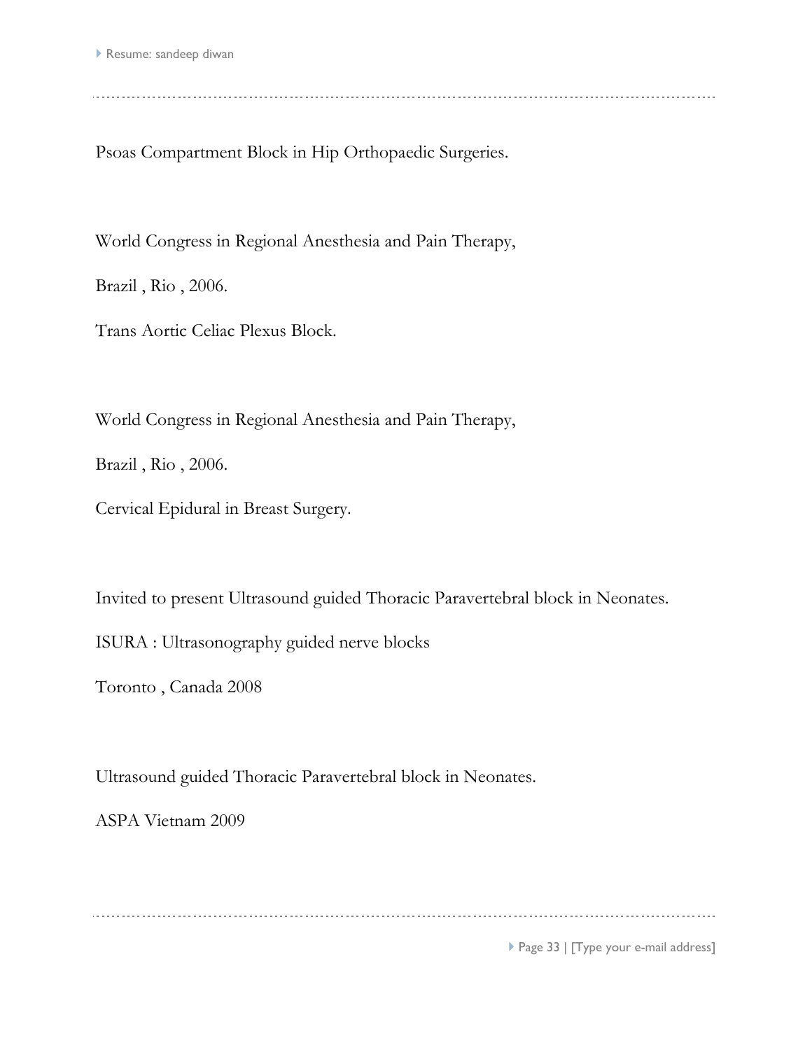Psoas Compartment Block in Hip Orthopaedic Surgeries.

World Congress in Regional Anesthesia and Pain Therapy,

Brazil , Rio , 2006.

Trans Aortic Celiac Plexus Block.

World Congress in Regional Anesthesia and Pain Therapy,

Brazil , Rio , 2006.

Cervical Epidural in Breast Surgery.

Invited to present Ultrasound guided Thoracic Paravertebral block in Neonates.

ISURA : Ultrasonography guided nerve blocks

Toronto , Canada 2008

Ultrasound guided Thoracic Paravertebral block in Neonates.

ASPA Vietnam 2009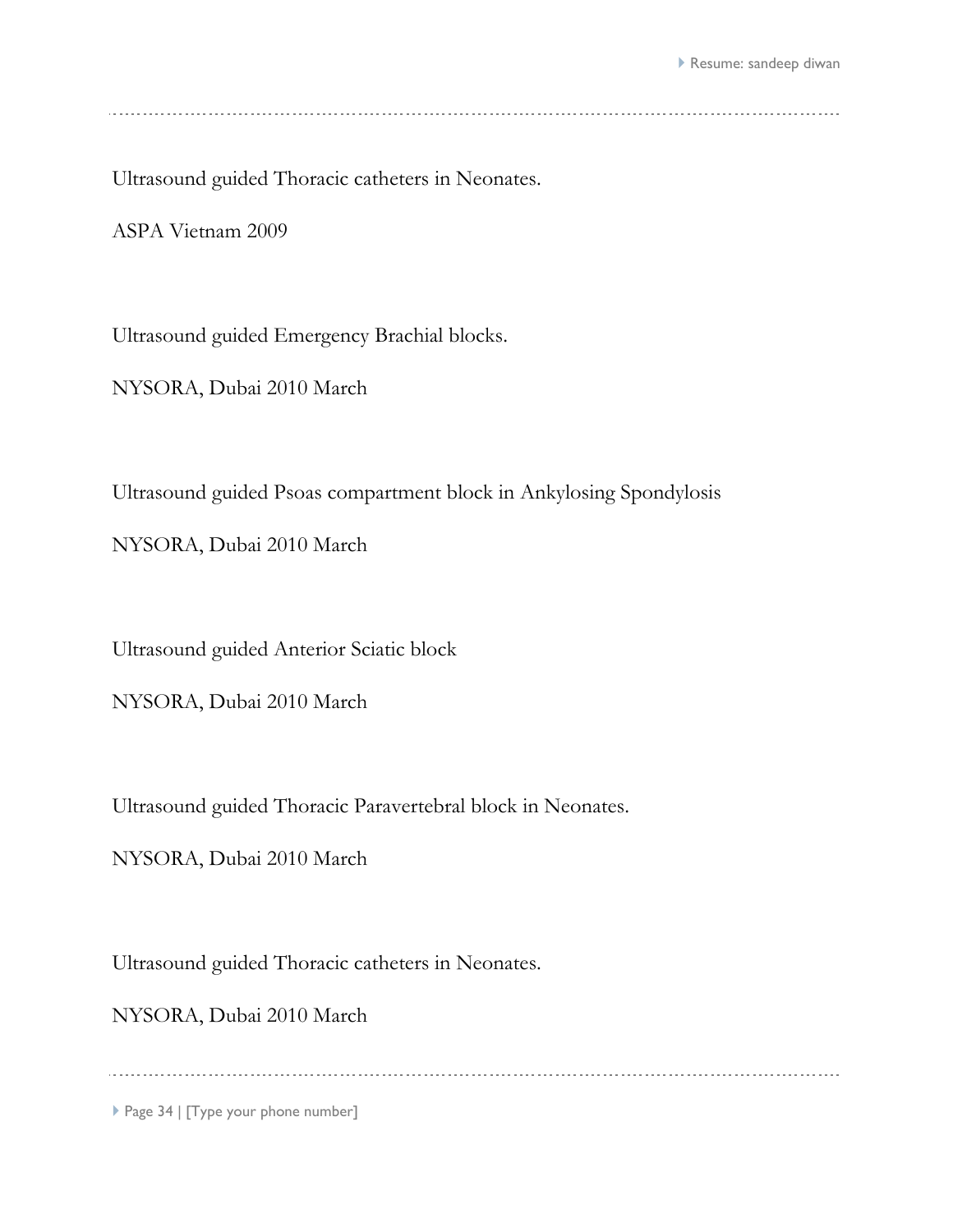Ultrasound guided Thoracic catheters in Neonates.

ASPA Vietnam 2009

Ultrasound guided Emergency Brachial blocks.

NYSORA, Dubai 2010 March

Ultrasound guided Psoas compartment block in Ankylosing Spondylosis

NYSORA, Dubai 2010 March

Ultrasound guided Anterior Sciatic block

NYSORA, Dubai 2010 March

Ultrasound guided Thoracic Paravertebral block in Neonates.

NYSORA, Dubai 2010 March

Ultrasound guided Thoracic catheters in Neonates.

NYSORA, Dubai 2010 March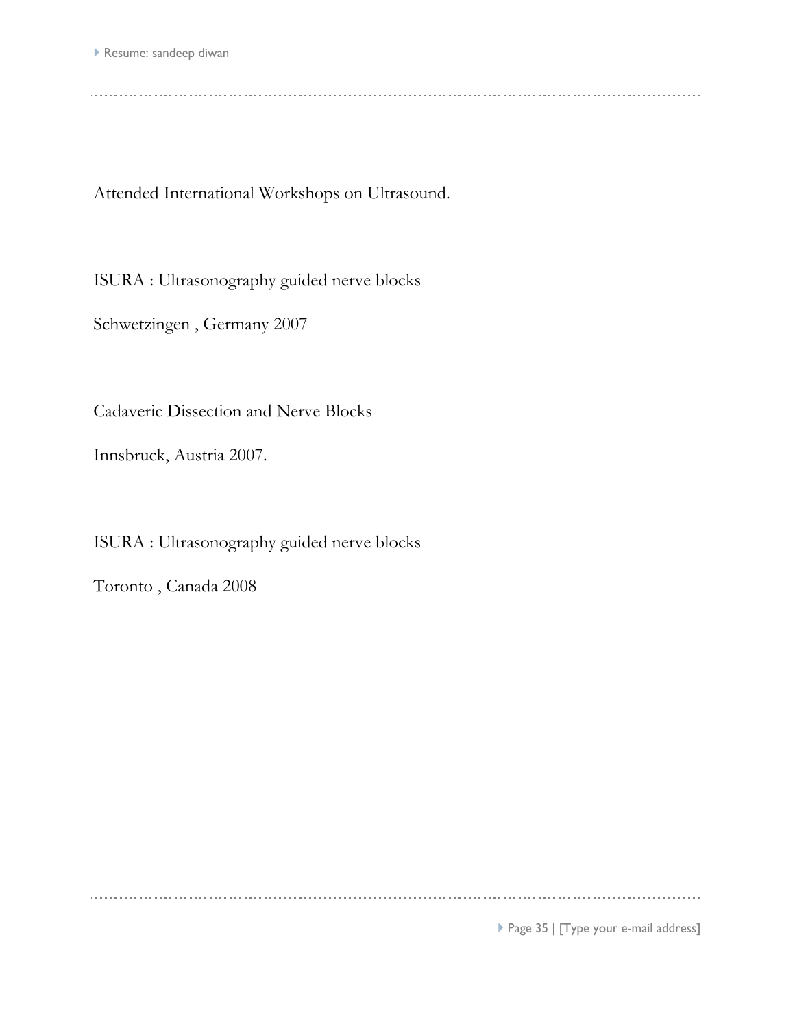Attended International Workshops on Ultrasound.

ISURA : Ultrasonography guided nerve blocks

Schwetzingen , Germany 2007

Cadaveric Dissection and Nerve Blocks

Innsbruck, Austria 2007.

ISURA : Ultrasonography guided nerve blocks

Toronto , Canada 2008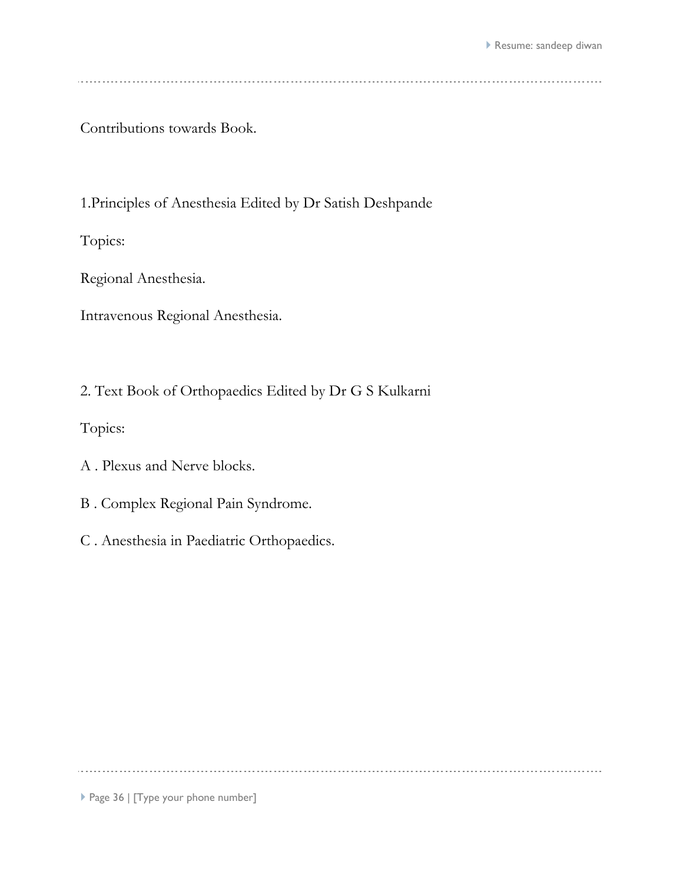Contributions towards Book.

1.Principles of Anesthesia Edited by Dr Satish Deshpande

Topics:

Regional Anesthesia.

Intravenous Regional Anesthesia.

2. Text Book of Orthopaedics Edited by Dr G S Kulkarni

Topics:

A . Plexus and Nerve blocks.

B . Complex Regional Pain Syndrome.

C . Anesthesia in Paediatric Orthopaedics.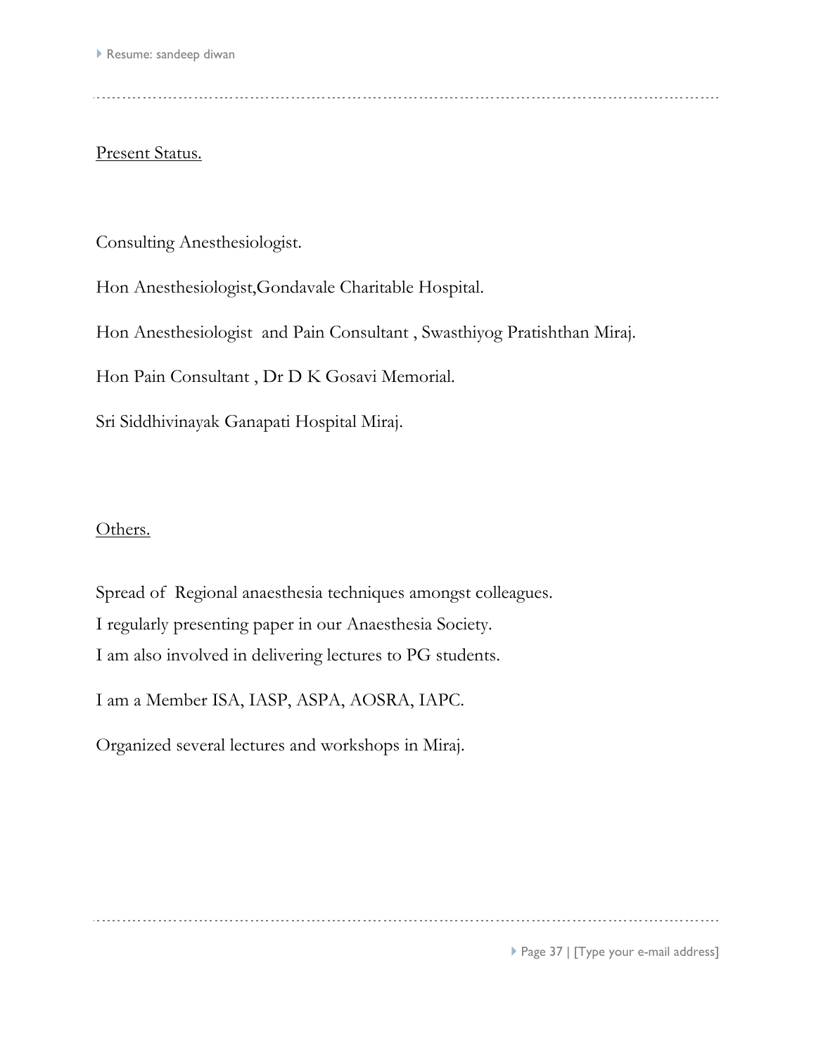## Present Status.

Consulting Anesthesiologist.

Hon Anesthesiologist,Gondavale Charitable Hospital.

Hon Anesthesiologist and Pain Consultant , Swasthiyog Pratishthan Miraj.

Hon Pain Consultant , Dr D K Gosavi Memorial.

Sri Siddhivinayak Ganapati Hospital Miraj.

## Others.

Spread of Regional anaesthesia techniques amongst colleagues.
I regularly presenting paper in our Anaesthesia Society.
I am also involved in delivering lectures to PG students.

I am a Member ISA, IASP, ASPA, AOSRA, IAPC.

Organized several lectures and workshops in Miraj.